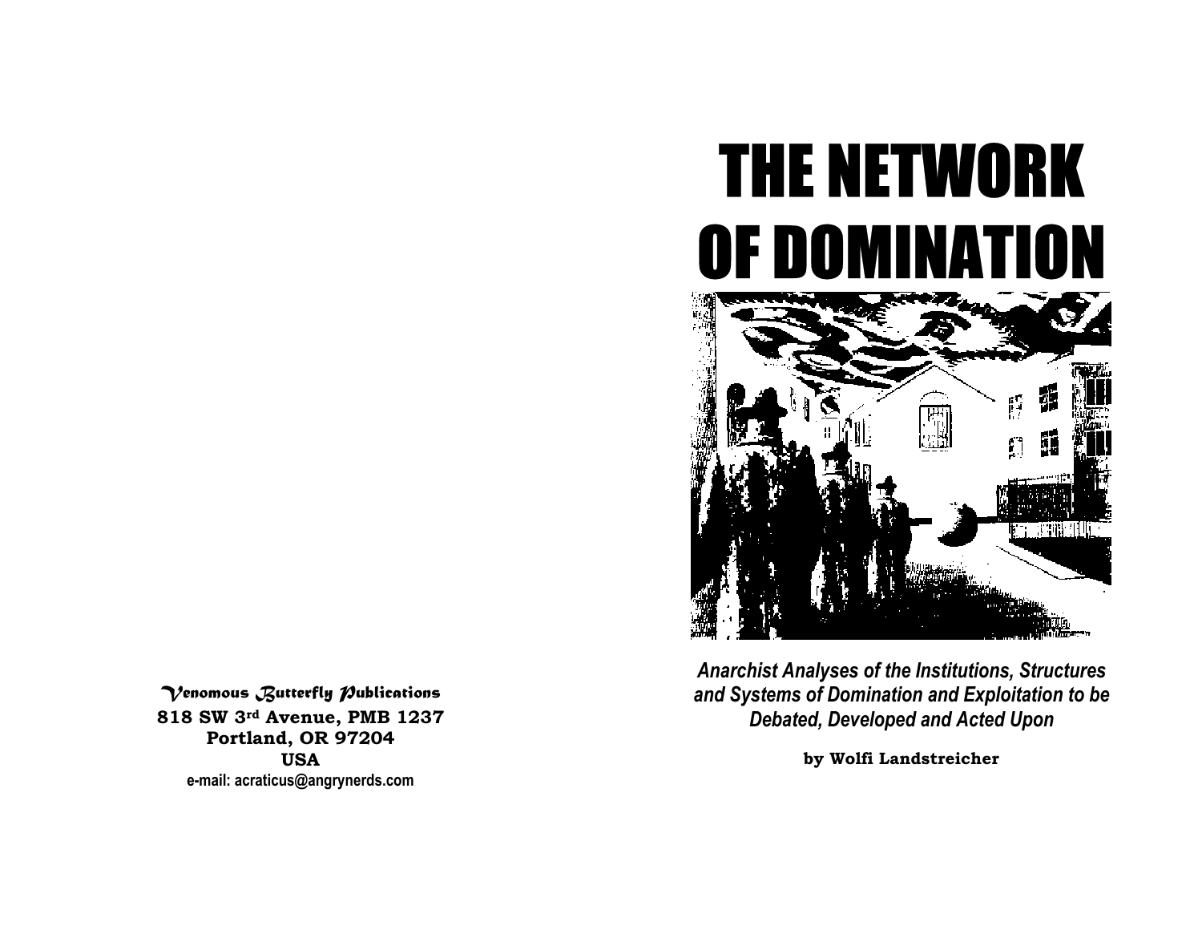Venomous Butterfly Publications
**818 SW 3rd Avenue, PMB 1237**
**Portland, OR 97204**
**USA**
**e-mail: acraticus@angrynerds.com**

# THE NETWORK OF DOMINATION

*Anarchist Analyses of the Institutions, Structures and Systems of Domination and Exploitation to be Debated, Developed and Acted Upon*

**by Wolfi Landstreicher**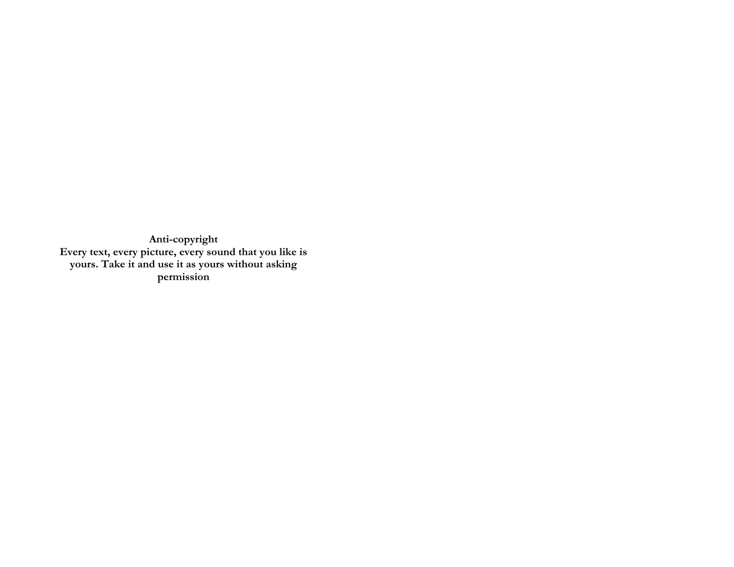**Anti-copyright**

**Every text, every picture, every sound that you like is yours. Take it and use it as yours without asking permission**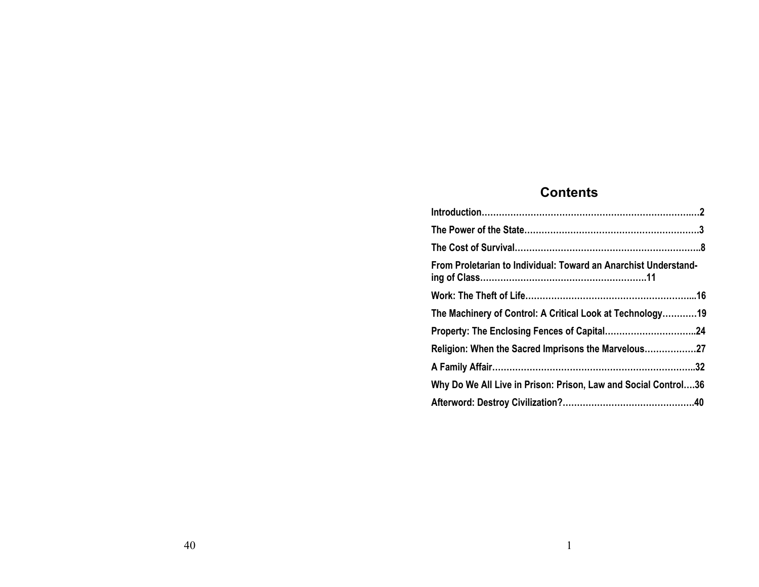## Contents

**Introduction……………………………………………………………………2**

**The Power of the State…………………………………………………….3**

**The Cost of Survival………………………………………………………..8**

**From Proletarian to Individual: Toward an Anarchist Understanding of Class…………………………………………………11**

**Work: The Theft of Life…………………………………………………...16**

**The Machinery of Control: A Critical Look at Technology…………19**

**Property: The Enclosing Fences of Capital…………………………..24**

**Religion: When the Sacred Imprisons the Marvelous………………27**

**A Family Affair……………………………………………………………..32**

**Why Do We All Live in Prison: Prison, Law and Social Control….36**

**Afterword: Destroy Civilization?……………………………………….40**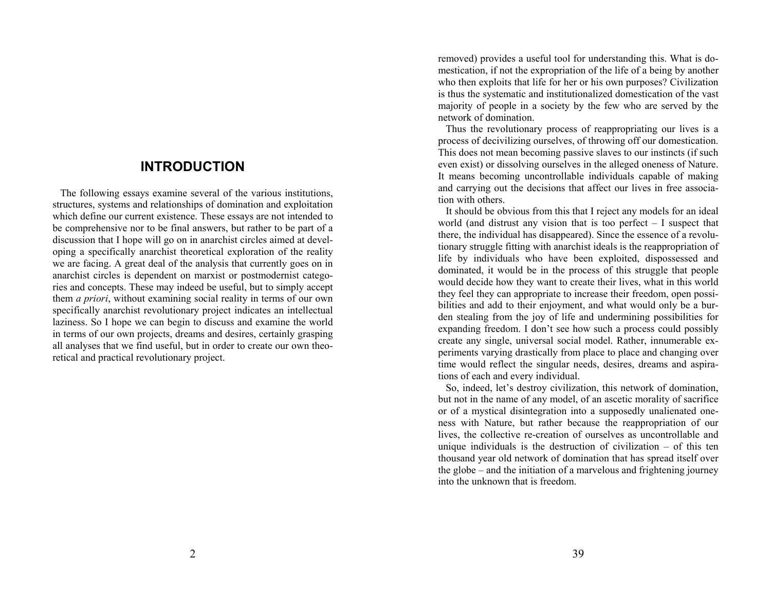## INTRODUCTION

The following essays examine several of the various institutions, structures, systems and relationships of domination and exploitation which define our current existence. These essays are not intended to be comprehensive nor to be final answers, but rather to be part of a discussion that I hope will go on in anarchist circles aimed at developing a specifically anarchist theoretical exploration of the reality we are facing. A great deal of the analysis that currently goes on in anarchist circles is dependent on marxist or postmodernist categories and concepts. These may indeed be useful, but to simply accept them *a priori*, without examining social reality in terms of our own specifically anarchist revolutionary project indicates an intellectual laziness. So I hope we can begin to discuss and examine the world in terms of our own projects, dreams and desires, certainly grasping all analyses that we find useful, but in order to create our own theoretical and practical revolutionary project.

removed) provides a useful tool for understanding this. What is domestication, if not the expropriation of the life of a being by another who then exploits that life for her or his own purposes? Civilization is thus the systematic and institutionalized domestication of the vast majority of people in a society by the few who are served by the network of domination.

Thus the revolutionary process of reappropriating our lives is a process of decivilizing ourselves, of throwing off our domestication. This does not mean becoming passive slaves to our instincts (if such even exist) or dissolving ourselves in the alleged oneness of Nature. It means becoming uncontrollable individuals capable of making and carrying out the decisions that affect our lives in free association with others.

It should be obvious from this that I reject any models for an ideal world (and distrust any vision that is too perfect – I suspect that there, the individual has disappeared). Since the essence of a revolutionary struggle fitting with anarchist ideals is the reappropriation of life by individuals who have been exploited, dispossessed and dominated, it would be in the process of this struggle that people would decide how they want to create their lives, what in this world they feel they can appropriate to increase their freedom, open possibilities and add to their enjoyment, and what would only be a burden stealing from the joy of life and undermining possibilities for expanding freedom. I don't see how such a process could possibly create any single, universal social model. Rather, innumerable experiments varying drastically from place to place and changing over time would reflect the singular needs, desires, dreams and aspirations of each and every individual.

So, indeed, let's destroy civilization, this network of domination, but not in the name of any model, of an ascetic morality of sacrifice or of a mystical disintegration into a supposedly unalienated oneness with Nature, but rather because the reappropriation of our lives, the collective re-creation of ourselves as uncontrollable and unique individuals is the destruction of civilization – of this ten thousand year old network of domination that has spread itself over the globe – and the initiation of a marvelous and frightening journey into the unknown that is freedom.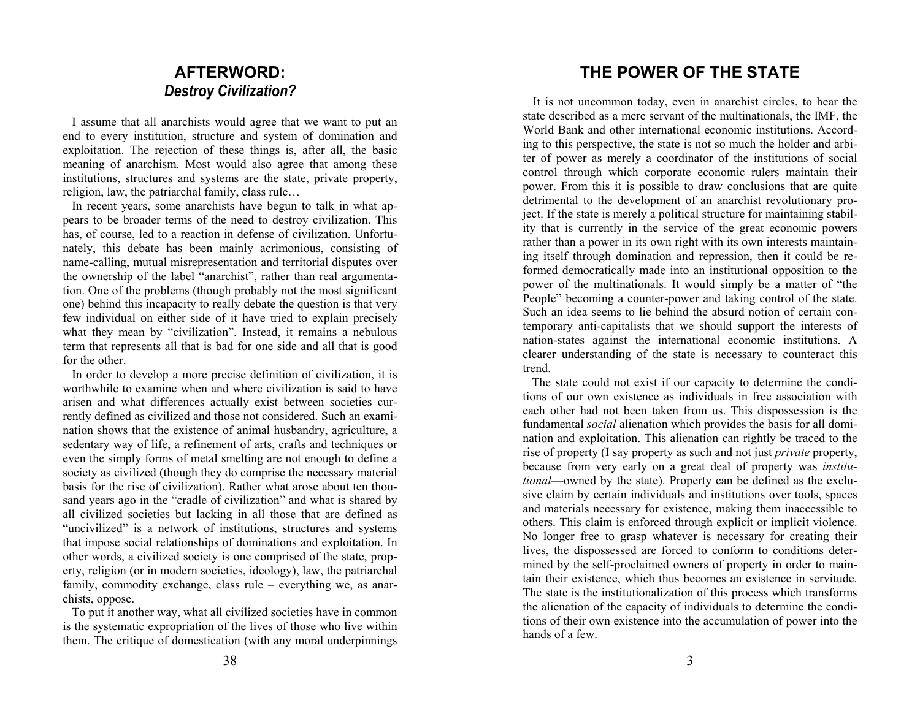# AFTERWORD: *Destroy Civilization?*

I assume that all anarchists would agree that we want to put an end to every institution, structure and system of domination and exploitation. The rejection of these things is, after all, the basic meaning of anarchism. Most would also agree that among these institutions, structures and systems are the state, private property, religion, law, the patriarchal family, class rule…

In recent years, some anarchists have begun to talk in what appears to be broader terms of the need to destroy civilization. This has, of course, led to a reaction in defense of civilization. Unfortunately, this debate has been mainly acrimonious, consisting of name-calling, mutual misrepresentation and territorial disputes over the ownership of the label "anarchist", rather than real argumentation. One of the problems (though probably not the most significant one) behind this incapacity to really debate the question is that very few individual on either side of it have tried to explain precisely what they mean by "civilization". Instead, it remains a nebulous term that represents all that is bad for one side and all that is good for the other.

In order to develop a more precise definition of civilization, it is worthwhile to examine when and where civilization is said to have arisen and what differences actually exist between societies currently defined as civilized and those not considered. Such an examination shows that the existence of animal husbandry, agriculture, a sedentary way of life, a refinement of arts, crafts and techniques or even the simply forms of metal smelting are not enough to define a society as civilized (though they do comprise the necessary material basis for the rise of civilization). Rather what arose about ten thousand years ago in the "cradle of civilization" and what is shared by all civilized societies but lacking in all those that are defined as "uncivilized" is a network of institutions, structures and systems that impose social relationships of dominations and exploitation. In other words, a civilized society is one comprised of the state, property, religion (or in modern societies, ideology), law, the patriarchal family, commodity exchange, class rule – everything we, as anarchists, oppose.

To put it another way, what all civilized societies have in common is the systematic expropriation of the lives of those who live within them. The critique of domestication (with any moral underpinnings

# THE POWER OF THE STATE

It is not uncommon today, even in anarchist circles, to hear the state described as a mere servant of the multinationals, the IMF, the World Bank and other international economic institutions. According to this perspective, the state is not so much the holder and arbiter of power as merely a coordinator of the institutions of social control through which corporate economic rulers maintain their power. From this it is possible to draw conclusions that are quite detrimental to the development of an anarchist revolutionary project. If the state is merely a political structure for maintaining stability that is currently in the service of the great economic powers rather than a power in its own right with its own interests maintaining itself through domination and repression, then it could be reformed democratically made into an institutional opposition to the power of the multinationals. It would simply be a matter of "the People" becoming a counter-power and taking control of the state. Such an idea seems to lie behind the absurd notion of certain contemporary anti-capitalists that we should support the interests of nation-states against the international economic institutions. A clearer understanding of the state is necessary to counteract this trend.

The state could not exist if our capacity to determine the conditions of our own existence as individuals in free association with each other had not been taken from us. This dispossession is the fundamental *social* alienation which provides the basis for all domination and exploitation. This alienation can rightly be traced to the rise of property (I say property as such and not just *private* property, because from very early on a great deal of property was *institutional*—owned by the state). Property can be defined as the exclusive claim by certain individuals and institutions over tools, spaces and materials necessary for existence, making them inaccessible to others. This claim is enforced through explicit or implicit violence. No longer free to grasp whatever is necessary for creating their lives, the dispossessed are forced to conform to conditions determined by the self-proclaimed owners of property in order to maintain their existence, which thus becomes an existence in servitude. The state is the institutionalization of this process which transforms the alienation of the capacity of individuals to determine the conditions of their own existence into the accumulation of power into the hands of a few.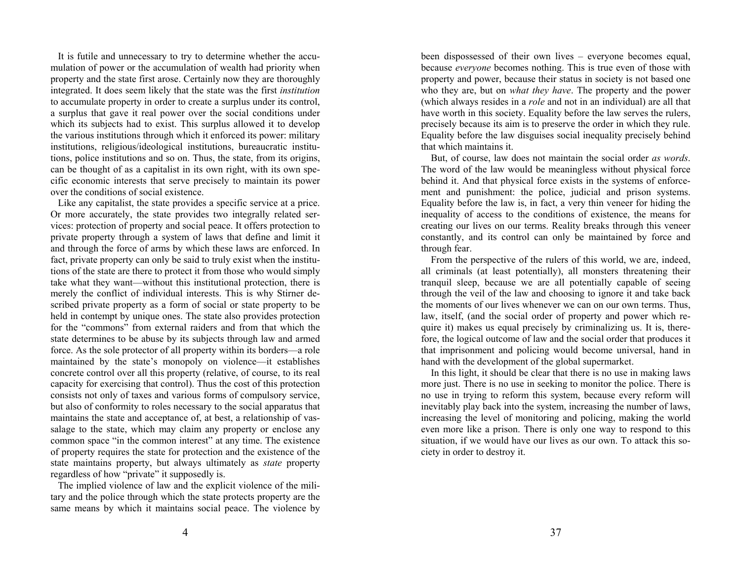It is futile and unnecessary to try to determine whether the accumulation of power or the accumulation of wealth had priority when property and the state first arose. Certainly now they are thoroughly integrated. It does seem likely that the state was the first *institution* to accumulate property in order to create a surplus under its control, a surplus that gave it real power over the social conditions under which its subjects had to exist. This surplus allowed it to develop the various institutions through which it enforced its power: military institutions, religious/ideological institutions, bureaucratic institutions, police institutions and so on. Thus, the state, from its origins, can be thought of as a capitalist in its own right, with its own specific economic interests that serve precisely to maintain its power over the conditions of social existence.

Like any capitalist, the state provides a specific service at a price. Or more accurately, the state provides two integrally related services: protection of property and social peace. It offers protection to private property through a system of laws that define and limit it and through the force of arms by which these laws are enforced. In fact, private property can only be said to truly exist when the institutions of the state are there to protect it from those who would simply take what they want—without this institutional protection, there is merely the conflict of individual interests. This is why Stirner described private property as a form of social or state property to be held in contempt by unique ones. The state also provides protection for the "commons" from external raiders and from that which the state determines to be abuse by its subjects through law and armed force. As the sole protector of all property within its borders—a role maintained by the state's monopoly on violence—it establishes concrete control over all this property (relative, of course, to its real capacity for exercising that control). Thus the cost of this protection consists not only of taxes and various forms of compulsory service, but also of conformity to roles necessary to the social apparatus that maintains the state and acceptance of, at best, a relationship of vassalage to the state, which may claim any property or enclose any common space "in the common interest" at any time. The existence of property requires the state for protection and the existence of the state maintains property, but always ultimately as *state* property regardless of how "private" it supposedly is.

The implied violence of law and the explicit violence of the military and the police through which the state protects property are the same means by which it maintains social peace. The violence by

been dispossessed of their own lives – everyone becomes equal, because *everyone* becomes nothing. This is true even of those with property and power, because their status in society is not based one who they are, but on *what they have*. The property and the power (which always resides in a *role* and not in an individual) are all that have worth in this society. Equality before the law serves the rulers, precisely because its aim is to preserve the order in which they rule. Equality before the law disguises social inequality precisely behind that which maintains it.

But, of course, law does not maintain the social order *as words*. The word of the law would be meaningless without physical force behind it. And that physical force exists in the systems of enforcement and punishment: the police, judicial and prison systems. Equality before the law is, in fact, a very thin veneer for hiding the inequality of access to the conditions of existence, the means for creating our lives on our terms. Reality breaks through this veneer constantly, and its control can only be maintained by force and through fear.

From the perspective of the rulers of this world, we are, indeed, all criminals (at least potentially), all monsters threatening their tranquil sleep, because we are all potentially capable of seeing through the veil of the law and choosing to ignore it and take back the moments of our lives whenever we can on our own terms. Thus, law, itself, (and the social order of property and power which require it) makes us equal precisely by criminalizing us. It is, therefore, the logical outcome of law and the social order that produces it that imprisonment and policing would become universal, hand in hand with the development of the global supermarket.

In this light, it should be clear that there is no use in making laws more just. There is no use in seeking to monitor the police. There is no use in trying to reform this system, because every reform will inevitably play back into the system, increasing the number of laws, increasing the level of monitoring and policing, making the world even more like a prison. There is only one way to respond to this situation, if we would have our lives as our own. To attack this society in order to destroy it.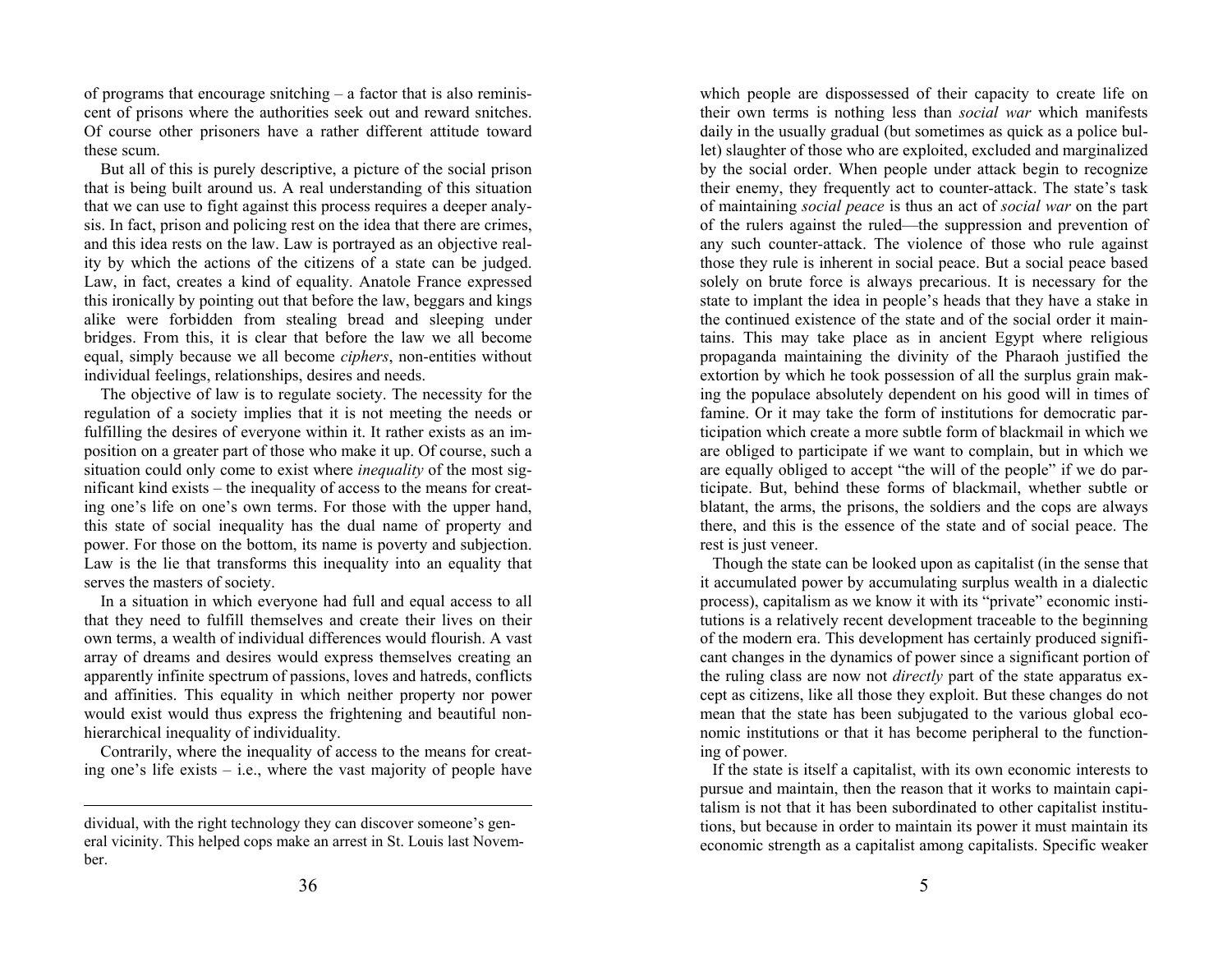of programs that encourage snitching – a factor that is also reminiscent of prisons where the authorities seek out and reward snitches. Of course other prisoners have a rather different attitude toward these scum.

But all of this is purely descriptive, a picture of the social prison that is being built around us. A real understanding of this situation that we can use to fight against this process requires a deeper analysis. In fact, prison and policing rest on the idea that there are crimes, and this idea rests on the law. Law is portrayed as an objective reality by which the actions of the citizens of a state can be judged. Law, in fact, creates a kind of equality. Anatole France expressed this ironically by pointing out that before the law, beggars and kings alike were forbidden from stealing bread and sleeping under bridges. From this, it is clear that before the law we all become equal, simply because we all become *ciphers*, non-entities without individual feelings, relationships, desires and needs.

The objective of law is to regulate society. The necessity for the regulation of a society implies that it is not meeting the needs or fulfilling the desires of everyone within it. It rather exists as an imposition on a greater part of those who make it up. Of course, such a situation could only come to exist where *inequality* of the most significant kind exists – the inequality of access to the means for creating one's life on one's own terms. For those with the upper hand, this state of social inequality has the dual name of property and power. For those on the bottom, its name is poverty and subjection. Law is the lie that transforms this inequality into an equality that serves the masters of society.

In a situation in which everyone had full and equal access to all that they need to fulfill themselves and create their lives on their own terms, a wealth of individual differences would flourish. A vast array of dreams and desires would express themselves creating an apparently infinite spectrum of passions, loves and hatreds, conflicts and affinities. This equality in which neither property nor power would exist would thus express the frightening and beautiful non-hierarchical inequality of individuality.

Contrarily, where the inequality of access to the means for creating one's life exists – i.e., where the vast majority of people have

dividual, with the right technology they can discover someone's general vicinity. This helped cops make an arrest in St. Louis last November.

which people are dispossessed of their capacity to create life on their own terms is nothing less than *social war* which manifests daily in the usually gradual (but sometimes as quick as a police bullet) slaughter of those who are exploited, excluded and marginalized by the social order. When people under attack begin to recognize their enemy, they frequently act to counter-attack. The state's task of maintaining *social peace* is thus an act of *social war* on the part of the rulers against the ruled—the suppression and prevention of any such counter-attack. The violence of those who rule against those they rule is inherent in social peace. But a social peace based solely on brute force is always precarious. It is necessary for the state to implant the idea in people's heads that they have a stake in the continued existence of the state and of the social order it maintains. This may take place as in ancient Egypt where religious propaganda maintaining the divinity of the Pharaoh justified the extortion by which he took possession of all the surplus grain making the populace absolutely dependent on his good will in times of famine. Or it may take the form of institutions for democratic participation which create a more subtle form of blackmail in which we are obliged to participate if we want to complain, but in which we are equally obliged to accept "the will of the people" if we do participate. But, behind these forms of blackmail, whether subtle or blatant, the arms, the prisons, the soldiers and the cops are always there, and this is the essence of the state and of social peace. The rest is just veneer.

Though the state can be looked upon as capitalist (in the sense that it accumulated power by accumulating surplus wealth in a dialectic process), capitalism as we know it with its "private" economic institutions is a relatively recent development traceable to the beginning of the modern era. This development has certainly produced significant changes in the dynamics of power since a significant portion of the ruling class are now not *directly* part of the state apparatus except as citizens, like all those they exploit. But these changes do not mean that the state has been subjugated to the various global economic institutions or that it has become peripheral to the functioning of power.

If the state is itself a capitalist, with its own economic interests to pursue and maintain, then the reason that it works to maintain capitalism is not that it has been subordinated to other capitalist institutions, but because in order to maintain its power it must maintain its economic strength as a capitalist among capitalists. Specific weaker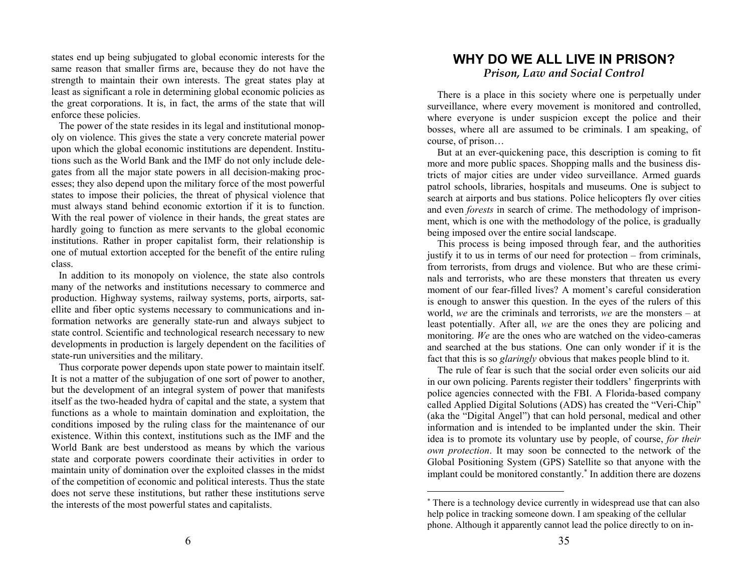states end up being subjugated to global economic interests for the same reason that smaller firms are, because they do not have the strength to maintain their own interests. The great states play at least as significant a role in determining global economic policies as the great corporations. It is, in fact, the arms of the state that will enforce these policies.

The power of the state resides in its legal and institutional monopoly on violence. This gives the state a very concrete material power upon which the global economic institutions are dependent. Institutions such as the World Bank and the IMF do not only include delegates from all the major state powers in all decision-making processes; they also depend upon the military force of the most powerful states to impose their policies, the threat of physical violence that must always stand behind economic extortion if it is to function. With the real power of violence in their hands, the great states are hardly going to function as mere servants to the global economic institutions. Rather in proper capitalist form, their relationship is one of mutual extortion accepted for the benefit of the entire ruling class.

In addition to its monopoly on violence, the state also controls many of the networks and institutions necessary to commerce and production. Highway systems, railway systems, ports, airports, satellite and fiber optic systems necessary to communications and information networks are generally state-run and always subject to state control. Scientific and technological research necessary to new developments in production is largely dependent on the facilities of state-run universities and the military.

Thus corporate power depends upon state power to maintain itself. It is not a matter of the subjugation of one sort of power to another, but the development of an integral system of power that manifests itself as the two-headed hydra of capital and the state, a system that functions as a whole to maintain domination and exploitation, the conditions imposed by the ruling class for the maintenance of our existence. Within this context, institutions such as the IMF and the World Bank are best understood as means by which the various state and corporate powers coordinate their activities in order to maintain unity of domination over the exploited classes in the midst of the competition of economic and political interests. Thus the state does not serve these institutions, but rather these institutions serve the interests of the most powerful states and capitalists.

## WHY DO WE ALL LIVE IN PRISON?

### *Prison, Law and Social Control*

There is a place in this society where one is perpetually under surveillance, where every movement is monitored and controlled, where everyone is under suspicion except the police and their bosses, where all are assumed to be criminals. I am speaking, of course, of prison…

But at an ever-quickening pace, this description is coming to fit more and more public spaces. Shopping malls and the business districts of major cities are under video surveillance. Armed guards patrol schools, libraries, hospitals and museums. One is subject to search at airports and bus stations. Police helicopters fly over cities and even *forests* in search of crime. The methodology of imprisonment, which is one with the methodology of the police, is gradually being imposed over the entire social landscape.

This process is being imposed through fear, and the authorities justify it to us in terms of our need for protection – from criminals, from terrorists, from drugs and violence. But who are these criminals and terrorists, who are these monsters that threaten us every moment of our fear-filled lives? A moment's careful consideration is enough to answer this question. In the eyes of the rulers of this world, *we* are the criminals and terrorists, *we* are the monsters – at least potentially. After all, *we* are the ones they are policing and monitoring. *We* are the ones who are watched on the video-cameras and searched at the bus stations. One can only wonder if it is the fact that this is so *glaringly* obvious that makes people blind to it.

The rule of fear is such that the social order even solicits our aid in our own policing. Parents register their toddlers' fingerprints with police agencies connected with the FBI. A Florida-based company called Applied Digital Solutions (ADS) has created the "Veri-Chip" (aka the "Digital Angel") that can hold personal, medical and other information and is intended to be implanted under the skin. Their idea is to promote its voluntary use by people, of course, *for their own protection*. It may soon be connected to the network of the Global Positioning System (GPS) Satellite so that anyone with the implant could be monitored constantly.* In addition there are dozens

* There is a technology device currently in widespread use that can also help police in tracking someone down. I am speaking of the cellular phone. Although it apparently cannot lead the police directly to on in-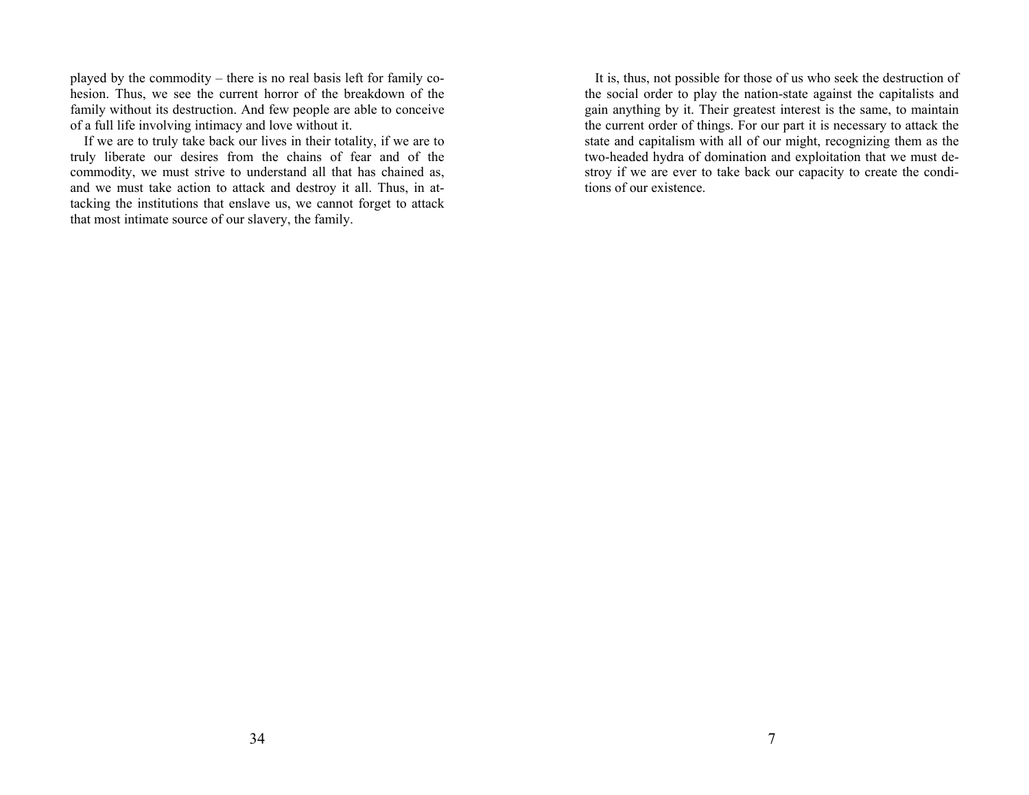played by the commodity – there is no real basis left for family cohesion. Thus, we see the current horror of the breakdown of the family without its destruction. And few people are able to conceive of a full life involving intimacy and love without it.

If we are to truly take back our lives in their totality, if we are to truly liberate our desires from the chains of fear and of the commodity, we must strive to understand all that has chained as, and we must take action to attack and destroy it all. Thus, in attacking the institutions that enslave us, we cannot forget to attack that most intimate source of our slavery, the family.

It is, thus, not possible for those of us who seek the destruction of the social order to play the nation-state against the capitalists and gain anything by it. Their greatest interest is the same, to maintain the current order of things. For our part it is necessary to attack the state and capitalism with all of our might, recognizing them as the two-headed hydra of domination and exploitation that we must destroy if we are ever to take back our capacity to create the conditions of our existence.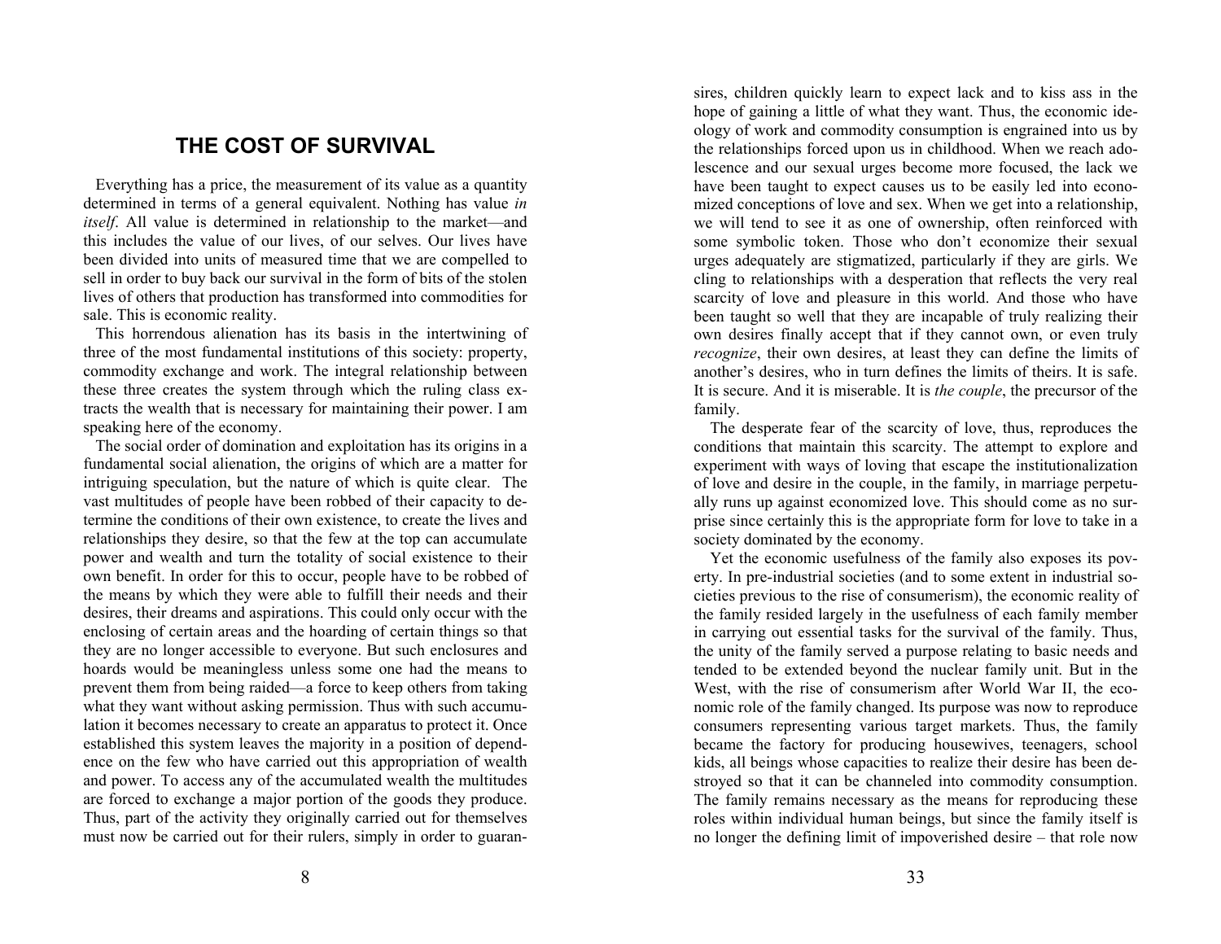## THE COST OF SURVIVAL

Everything has a price, the measurement of its value as a quantity determined in terms of a general equivalent. Nothing has value *in itself*. All value is determined in relationship to the market—and this includes the value of our lives, of our selves. Our lives have been divided into units of measured time that we are compelled to sell in order to buy back our survival in the form of bits of the stolen lives of others that production has transformed into commodities for sale. This is economic reality.

This horrendous alienation has its basis in the intertwining of three of the most fundamental institutions of this society: property, commodity exchange and work. The integral relationship between these three creates the system through which the ruling class extracts the wealth that is necessary for maintaining their power. I am speaking here of the economy.

The social order of domination and exploitation has its origins in a fundamental social alienation, the origins of which are a matter for intriguing speculation, but the nature of which is quite clear. The vast multitudes of people have been robbed of their capacity to determine the conditions of their own existence, to create the lives and relationships they desire, so that the few at the top can accumulate power and wealth and turn the totality of social existence to their own benefit. In order for this to occur, people have to be robbed of the means by which they were able to fulfill their needs and their desires, their dreams and aspirations. This could only occur with the enclosing of certain areas and the hoarding of certain things so that they are no longer accessible to everyone. But such enclosures and hoards would be meaningless unless some one had the means to prevent them from being raided—a force to keep others from taking what they want without asking permission. Thus with such accumulation it becomes necessary to create an apparatus to protect it. Once established this system leaves the majority in a position of dependence on the few who have carried out this appropriation of wealth and power. To access any of the accumulated wealth the multitudes are forced to exchange a major portion of the goods they produce. Thus, part of the activity they originally carried out for themselves must now be carried out for their rulers, simply in order to guaran-

sires, children quickly learn to expect lack and to kiss ass in the hope of gaining a little of what they want. Thus, the economic ideology of work and commodity consumption is engrained into us by the relationships forced upon us in childhood. When we reach adolescence and our sexual urges become more focused, the lack we have been taught to expect causes us to be easily led into economized conceptions of love and sex. When we get into a relationship, we will tend to see it as one of ownership, often reinforced with some symbolic token. Those who don't economize their sexual urges adequately are stigmatized, particularly if they are girls. We cling to relationships with a desperation that reflects the very real scarcity of love and pleasure in this world. And those who have been taught so well that they are incapable of truly realizing their own desires finally accept that if they cannot own, or even truly *recognize*, their own desires, at least they can define the limits of another's desires, who in turn defines the limits of theirs. It is safe. It is secure. And it is miserable. It is *the couple*, the precursor of the family.

The desperate fear of the scarcity of love, thus, reproduces the conditions that maintain this scarcity. The attempt to explore and experiment with ways of loving that escape the institutionalization of love and desire in the couple, in the family, in marriage perpetually runs up against economized love. This should come as no surprise since certainly this is the appropriate form for love to take in a society dominated by the economy.

Yet the economic usefulness of the family also exposes its poverty. In pre-industrial societies (and to some extent in industrial societies previous to the rise of consumerism), the economic reality of the family resided largely in the usefulness of each family member in carrying out essential tasks for the survival of the family. Thus, the unity of the family served a purpose relating to basic needs and tended to be extended beyond the nuclear family unit. But in the West, with the rise of consumerism after World War II, the economic role of the family changed. Its purpose was now to reproduce consumers representing various target markets. Thus, the family became the factory for producing housewives, teenagers, school kids, all beings whose capacities to realize their desire has been destroyed so that it can be channeled into commodity consumption. The family remains necessary as the means for reproducing these roles within individual human beings, but since the family itself is no longer the defining limit of impoverished desire – that role now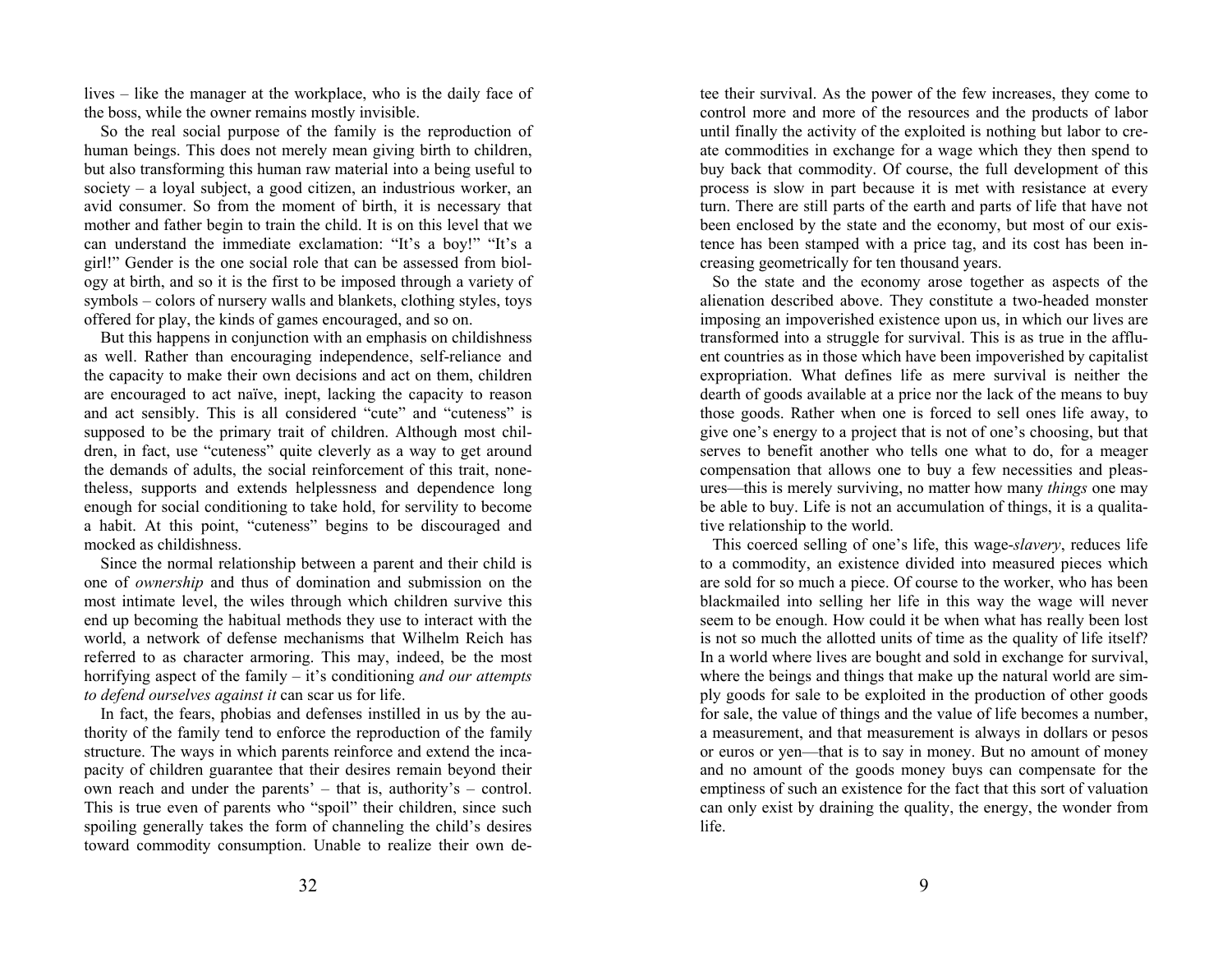lives – like the manager at the workplace, who is the daily face of the boss, while the owner remains mostly invisible.

So the real social purpose of the family is the reproduction of human beings. This does not merely mean giving birth to children, but also transforming this human raw material into a being useful to society – a loyal subject, a good citizen, an industrious worker, an avid consumer. So from the moment of birth, it is necessary that mother and father begin to train the child. It is on this level that we can understand the immediate exclamation: "It's a boy!" "It's a girl!" Gender is the one social role that can be assessed from biology at birth, and so it is the first to be imposed through a variety of symbols – colors of nursery walls and blankets, clothing styles, toys offered for play, the kinds of games encouraged, and so on.

But this happens in conjunction with an emphasis on childishness as well. Rather than encouraging independence, self-reliance and the capacity to make their own decisions and act on them, children are encouraged to act naïve, inept, lacking the capacity to reason and act sensibly. This is all considered "cute" and "cuteness" is supposed to be the primary trait of children. Although most children, in fact, use "cuteness" quite cleverly as a way to get around the demands of adults, the social reinforcement of this trait, nonetheless, supports and extends helplessness and dependence long enough for social conditioning to take hold, for servility to become a habit. At this point, "cuteness" begins to be discouraged and mocked as childishness.

Since the normal relationship between a parent and their child is one of *ownership* and thus of domination and submission on the most intimate level, the wiles through which children survive this end up becoming the habitual methods they use to interact with the world, a network of defense mechanisms that Wilhelm Reich has referred to as character armoring. This may, indeed, be the most horrifying aspect of the family – it's conditioning *and our attempts to defend ourselves against it* can scar us for life.

In fact, the fears, phobias and defenses instilled in us by the authority of the family tend to enforce the reproduction of the family structure. The ways in which parents reinforce and extend the incapacity of children guarantee that their desires remain beyond their own reach and under the parents' – that is, authority's – control. This is true even of parents who "spoil" their children, since such spoiling generally takes the form of channeling the child's desires toward commodity consumption. Unable to realize their own de-

tee their survival. As the power of the few increases, they come to control more and more of the resources and the products of labor until finally the activity of the exploited is nothing but labor to create commodities in exchange for a wage which they then spend to buy back that commodity. Of course, the full development of this process is slow in part because it is met with resistance at every turn. There are still parts of the earth and parts of life that have not been enclosed by the state and the economy, but most of our existence has been stamped with a price tag, and its cost has been increasing geometrically for ten thousand years.

So the state and the economy arose together as aspects of the alienation described above. They constitute a two-headed monster imposing an impoverished existence upon us, in which our lives are transformed into a struggle for survival. This is as true in the affluent countries as in those which have been impoverished by capitalist expropriation. What defines life as mere survival is neither the dearth of goods available at a price nor the lack of the means to buy those goods. Rather when one is forced to sell ones life away, to give one's energy to a project that is not of one's choosing, but that serves to benefit another who tells one what to do, for a meager compensation that allows one to buy a few necessities and pleasures—this is merely surviving, no matter how many *things* one may be able to buy. Life is not an accumulation of things, it is a qualitative relationship to the world.

This coerced selling of one's life, this wage-*slavery*, reduces life to a commodity, an existence divided into measured pieces which are sold for so much a piece. Of course to the worker, who has been blackmailed into selling her life in this way the wage will never seem to be enough. How could it be when what has really been lost is not so much the allotted units of time as the quality of life itself? In a world where lives are bought and sold in exchange for survival, where the beings and things that make up the natural world are simply goods for sale to be exploited in the production of other goods for sale, the value of things and the value of life becomes a number, a measurement, and that measurement is always in dollars or pesos or euros or yen—that is to say in money. But no amount of money and no amount of the goods money buys can compensate for the emptiness of such an existence for the fact that this sort of valuation can only exist by draining the quality, the energy, the wonder from life.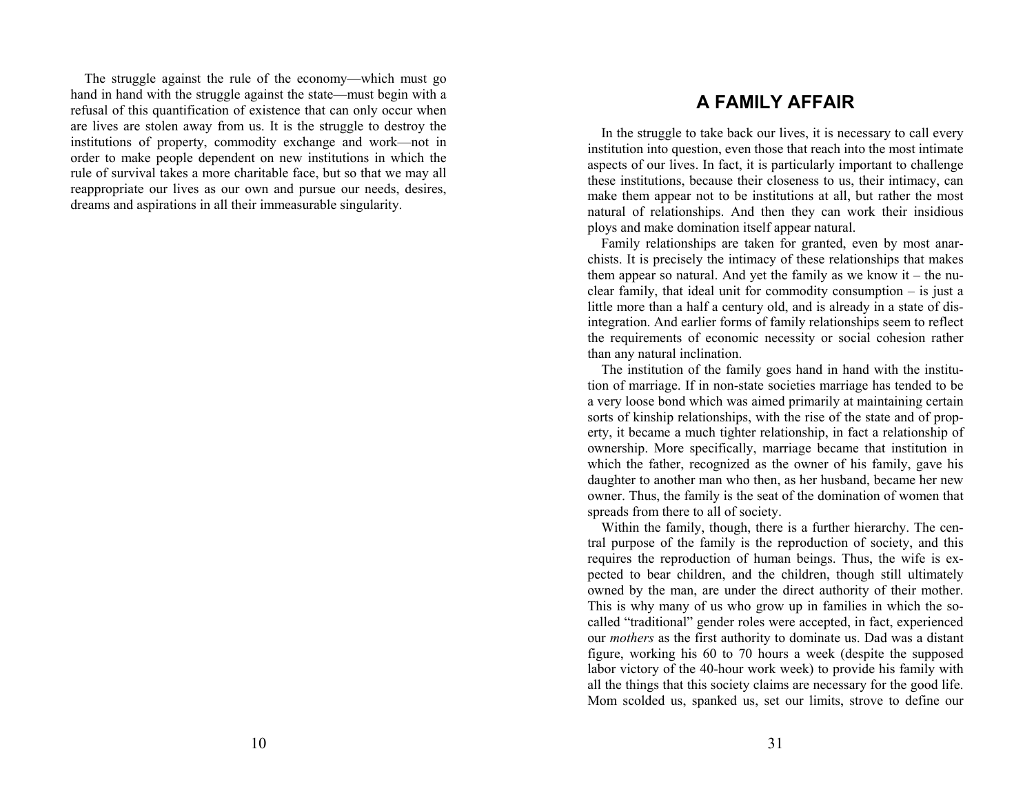The struggle against the rule of the economy—which must go hand in hand with the struggle against the state—must begin with a refusal of this quantification of existence that can only occur when are lives are stolen away from us. It is the struggle to destroy the institutions of property, commodity exchange and work—not in order to make people dependent on new institutions in which the rule of survival takes a more charitable face, but so that we may all reappropriate our lives as our own and pursue our needs, desires, dreams and aspirations in all their immeasurable singularity.

# A FAMILY AFFAIR

In the struggle to take back our lives, it is necessary to call every institution into question, even those that reach into the most intimate aspects of our lives. In fact, it is particularly important to challenge these institutions, because their closeness to us, their intimacy, can make them appear not to be institutions at all, but rather the most natural of relationships. And then they can work their insidious ploys and make domination itself appear natural.

Family relationships are taken for granted, even by most anarchists. It is precisely the intimacy of these relationships that makes them appear so natural. And yet the family as we know it – the nuclear family, that ideal unit for commodity consumption – is just a little more than a half a century old, and is already in a state of disintegration. And earlier forms of family relationships seem to reflect the requirements of economic necessity or social cohesion rather than any natural inclination.

The institution of the family goes hand in hand with the institution of marriage. If in non-state societies marriage has tended to be a very loose bond which was aimed primarily at maintaining certain sorts of kinship relationships, with the rise of the state and of property, it became a much tighter relationship, in fact a relationship of ownership. More specifically, marriage became that institution in which the father, recognized as the owner of his family, gave his daughter to another man who then, as her husband, became her new owner. Thus, the family is the seat of the domination of women that spreads from there to all of society.

Within the family, though, there is a further hierarchy. The central purpose of the family is the reproduction of society, and this requires the reproduction of human beings. Thus, the wife is expected to bear children, and the children, though still ultimately owned by the man, are under the direct authority of their mother. This is why many of us who grow up in families in which the so-called "traditional" gender roles were accepted, in fact, experienced our *mothers* as the first authority to dominate us. Dad was a distant figure, working his 60 to 70 hours a week (despite the supposed labor victory of the 40-hour work week) to provide his family with all the things that this society claims are necessary for the good life. Mom scolded us, spanked us, set our limits, strove to define our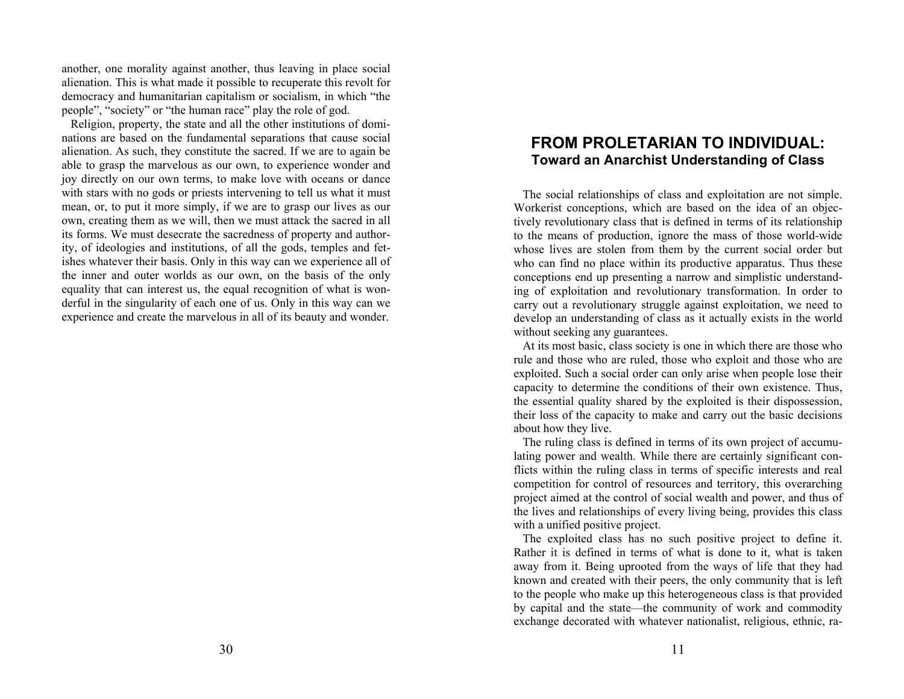another, one morality against another, thus leaving in place social alienation. This is what made it possible to recuperate this revolt for democracy and humanitarian capitalism or socialism, in which "the people", "society" or "the human race" play the role of god.

Religion, property, the state and all the other institutions of dominations are based on the fundamental separations that cause social alienation. As such, they constitute the sacred. If we are to again be able to grasp the marvelous as our own, to experience wonder and joy directly on our own terms, to make love with oceans or dance with stars with no gods or priests intervening to tell us what it must mean, or, to put it more simply, if we are to grasp our lives as our own, creating them as we will, then we must attack the sacred in all its forms. We must desecrate the sacredness of property and authority, of ideologies and institutions, of all the gods, temples and fetishes whatever their basis. Only in this way can we experience all of the inner and outer worlds as our own, on the basis of the only equality that can interest us, the equal recognition of what is wonderful in the singularity of each one of us. Only in this way can we experience and create the marvelous in all of its beauty and wonder.

## FROM PROLETARIAN TO INDIVIDUAL:
### Toward an Anarchist Understanding of Class

The social relationships of class and exploitation are not simple. Workerist conceptions, which are based on the idea of an objectively revolutionary class that is defined in terms of its relationship to the means of production, ignore the mass of those world-wide whose lives are stolen from them by the current social order but who can find no place within its productive apparatus. Thus these conceptions end up presenting a narrow and simplistic understanding of exploitation and revolutionary transformation. In order to carry out a revolutionary struggle against exploitation, we need to develop an understanding of class as it actually exists in the world without seeking any guarantees.

At its most basic, class society is one in which there are those who rule and those who are ruled, those who exploit and those who are exploited. Such a social order can only arise when people lose their capacity to determine the conditions of their own existence. Thus, the essential quality shared by the exploited is their dispossession, their loss of the capacity to make and carry out the basic decisions about how they live.

The ruling class is defined in terms of its own project of accumulating power and wealth. While there are certainly significant conflicts within the ruling class in terms of specific interests and real competition for control of resources and territory, this overarching project aimed at the control of social wealth and power, and thus of the lives and relationships of every living being, provides this class with a unified positive project.

The exploited class has no such positive project to define it. Rather it is defined in terms of what is done to it, what is taken away from it. Being uprooted from the ways of life that they had known and created with their peers, the only community that is left to the people who make up this heterogeneous class is that provided by capital and the state—the community of work and commodity exchange decorated with whatever nationalist, religious, ethnic, ra-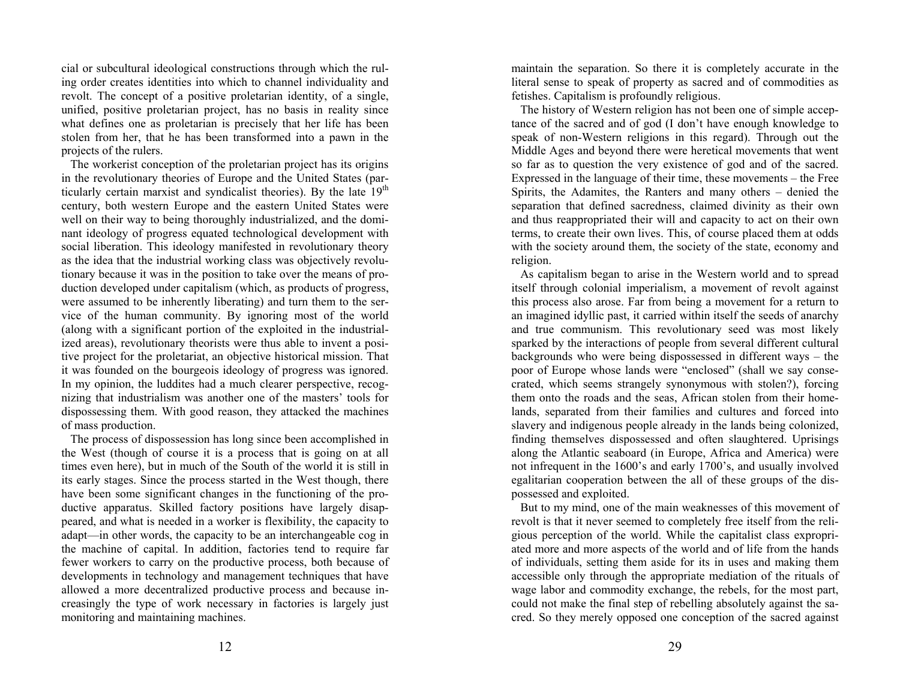cial or subcultural ideological constructions through which the ruling order creates identities into which to channel individuality and revolt. The concept of a positive proletarian identity, of a single, unified, positive proletarian project, has no basis in reality since what defines one as proletarian is precisely that her life has been stolen from her, that he has been transformed into a pawn in the projects of the rulers.

The workerist conception of the proletarian project has its origins in the revolutionary theories of Europe and the United States (particularly certain marxist and syndicalist theories). By the late 19th century, both western Europe and the eastern United States were well on their way to being thoroughly industrialized, and the dominant ideology of progress equated technological development with social liberation. This ideology manifested in revolutionary theory as the idea that the industrial working class was objectively revolutionary because it was in the position to take over the means of production developed under capitalism (which, as products of progress, were assumed to be inherently liberating) and turn them to the service of the human community. By ignoring most of the world (along with a significant portion of the exploited in the industrialized areas), revolutionary theorists were thus able to invent a positive project for the proletariat, an objective historical mission. That it was founded on the bourgeois ideology of progress was ignored. In my opinion, the luddites had a much clearer perspective, recognizing that industrialism was another one of the masters' tools for dispossessing them. With good reason, they attacked the machines of mass production.

The process of dispossession has long since been accomplished in the West (though of course it is a process that is going on at all times even here), but in much of the South of the world it is still in its early stages. Since the process started in the West though, there have been some significant changes in the functioning of the productive apparatus. Skilled factory positions have largely disappeared, and what is needed in a worker is flexibility, the capacity to adapt—in other words, the capacity to be an interchangeable cog in the machine of capital. In addition, factories tend to require far fewer workers to carry on the productive process, both because of developments in technology and management techniques that have allowed a more decentralized productive process and because increasingly the type of work necessary in factories is largely just monitoring and maintaining machines.

maintain the separation. So there it is completely accurate in the literal sense to speak of property as sacred and of commodities as fetishes. Capitalism is profoundly religious.

The history of Western religion has not been one of simple acceptance of the sacred and of god (I don't have enough knowledge to speak of non-Western religions in this regard). Through out the Middle Ages and beyond there were heretical movements that went so far as to question the very existence of god and of the sacred. Expressed in the language of their time, these movements – the Free Spirits, the Adamites, the Ranters and many others – denied the separation that defined sacredness, claimed divinity as their own and thus reappropriated their will and capacity to act on their own terms, to create their own lives. This, of course placed them at odds with the society around them, the society of the state, economy and religion.

As capitalism began to arise in the Western world and to spread itself through colonial imperialism, a movement of revolt against this process also arose. Far from being a movement for a return to an imagined idyllic past, it carried within itself the seeds of anarchy and true communism. This revolutionary seed was most likely sparked by the interactions of people from several different cultural backgrounds who were being dispossessed in different ways – the poor of Europe whose lands were "enclosed" (shall we say consecrated, which seems strangely synonymous with stolen?), forcing them onto the roads and the seas, African stolen from their homelands, separated from their families and cultures and forced into slavery and indigenous people already in the lands being colonized, finding themselves dispossessed and often slaughtered. Uprisings along the Atlantic seaboard (in Europe, Africa and America) were not infrequent in the 1600's and early 1700's, and usually involved egalitarian cooperation between the all of these groups of the dispossessed and exploited.

But to my mind, one of the main weaknesses of this movement of revolt is that it never seemed to completely free itself from the religious perception of the world. While the capitalist class expropriated more and more aspects of the world and of life from the hands of individuals, setting them aside for its in uses and making them accessible only through the appropriate mediation of the rituals of wage labor and commodity exchange, the rebels, for the most part, could not make the final step of rebelling absolutely against the sacred. So they merely opposed one conception of the sacred against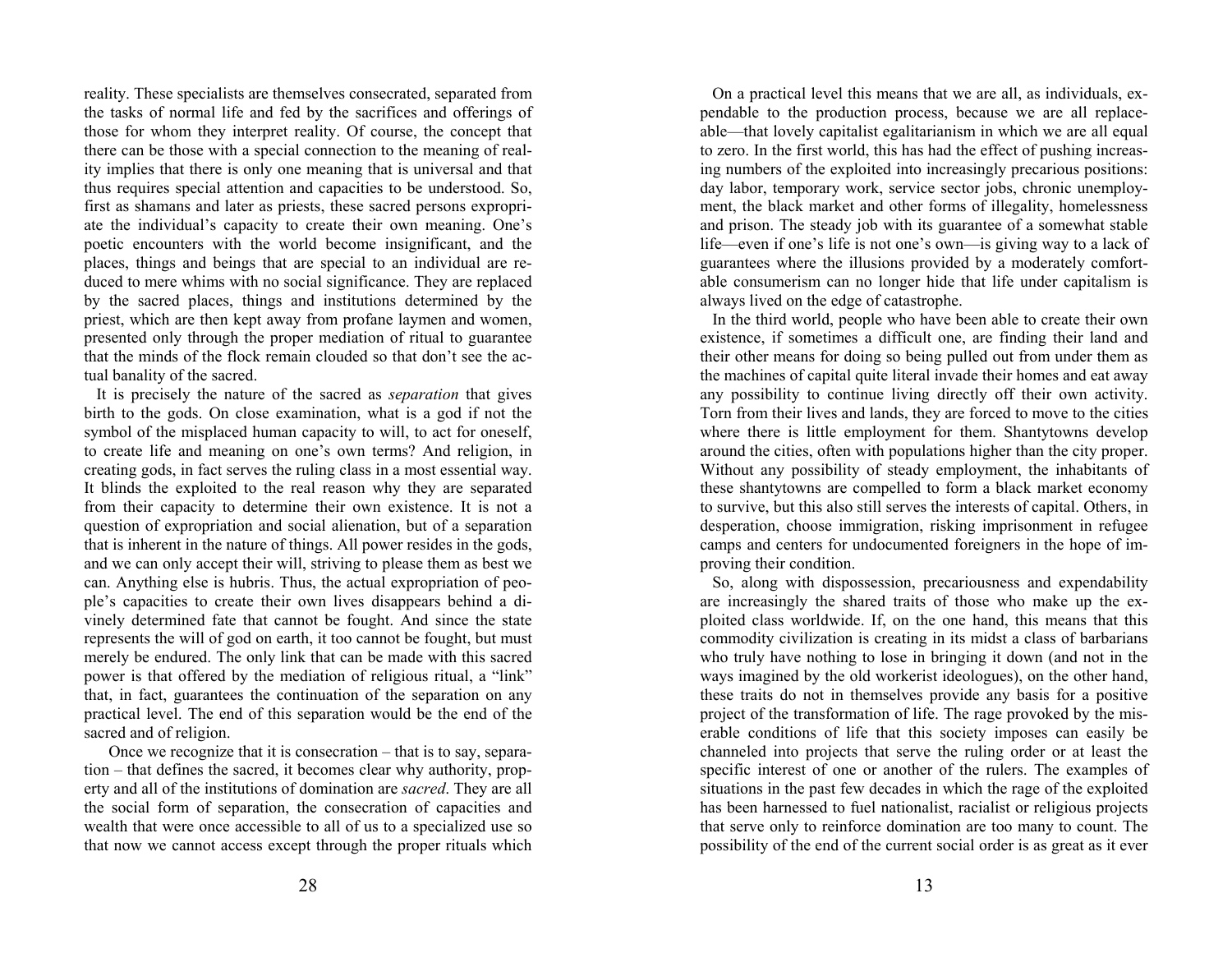reality. These specialists are themselves consecrated, separated from the tasks of normal life and fed by the sacrifices and offerings of those for whom they interpret reality. Of course, the concept that there can be those with a special connection to the meaning of reality implies that there is only one meaning that is universal and that thus requires special attention and capacities to be understood. So, first as shamans and later as priests, these sacred persons expropriate the individual's capacity to create their own meaning. One's poetic encounters with the world become insignificant, and the places, things and beings that are special to an individual are reduced to mere whims with no social significance. They are replaced by the sacred places, things and institutions determined by the priest, which are then kept away from profane laymen and women, presented only through the proper mediation of ritual to guarantee that the minds of the flock remain clouded so that don't see the actual banality of the sacred.

It is precisely the nature of the sacred as *separation* that gives birth to the gods. On close examination, what is a god if not the symbol of the misplaced human capacity to will, to act for oneself, to create life and meaning on one's own terms? And religion, in creating gods, in fact serves the ruling class in a most essential way. It blinds the exploited to the real reason why they are separated from their capacity to determine their own existence. It is not a question of expropriation and social alienation, but of a separation that is inherent in the nature of things. All power resides in the gods, and we can only accept their will, striving to please them as best we can. Anything else is hubris. Thus, the actual expropriation of people's capacities to create their own lives disappears behind a divinely determined fate that cannot be fought. And since the state represents the will of god on earth, it too cannot be fought, but must merely be endured. The only link that can be made with this sacred power is that offered by the mediation of religious ritual, a "link" that, in fact, guarantees the continuation of the separation on any practical level. The end of this separation would be the end of the sacred and of religion.

Once we recognize that it is consecration – that is to say, separation – that defines the sacred, it becomes clear why authority, property and all of the institutions of domination are *sacred*. They are all the social form of separation, the consecration of capacities and wealth that were once accessible to all of us to a specialized use so that now we cannot access except through the proper rituals which

On a practical level this means that we are all, as individuals, expendable to the production process, because we are all replaceable—that lovely capitalist egalitarianism in which we are all equal to zero. In the first world, this has had the effect of pushing increasing numbers of the exploited into increasingly precarious positions: day labor, temporary work, service sector jobs, chronic unemployment, the black market and other forms of illegality, homelessness and prison. The steady job with its guarantee of a somewhat stable life—even if one's life is not one's own—is giving way to a lack of guarantees where the illusions provided by a moderately comfortable consumerism can no longer hide that life under capitalism is always lived on the edge of catastrophe.

In the third world, people who have been able to create their own existence, if sometimes a difficult one, are finding their land and their other means for doing so being pulled out from under them as the machines of capital quite literal invade their homes and eat away any possibility to continue living directly off their own activity. Torn from their lives and lands, they are forced to move to the cities where there is little employment for them. Shantytowns develop around the cities, often with populations higher than the city proper. Without any possibility of steady employment, the inhabitants of these shantytowns are compelled to form a black market economy to survive, but this also still serves the interests of capital. Others, in desperation, choose immigration, risking imprisonment in refugee camps and centers for undocumented foreigners in the hope of improving their condition.

So, along with dispossession, precariousness and expendability are increasingly the shared traits of those who make up the exploited class worldwide. If, on the one hand, this means that this commodity civilization is creating in its midst a class of barbarians who truly have nothing to lose in bringing it down (and not in the ways imagined by the old workerist ideologues), on the other hand, these traits do not in themselves provide any basis for a positive project of the transformation of life. The rage provoked by the miserable conditions of life that this society imposes can easily be channeled into projects that serve the ruling order or at least the specific interest of one or another of the rulers. The examples of situations in the past few decades in which the rage of the exploited has been harnessed to fuel nationalist, racialist or religious projects that serve only to reinforce domination are too many to count. The possibility of the end of the current social order is as great as it ever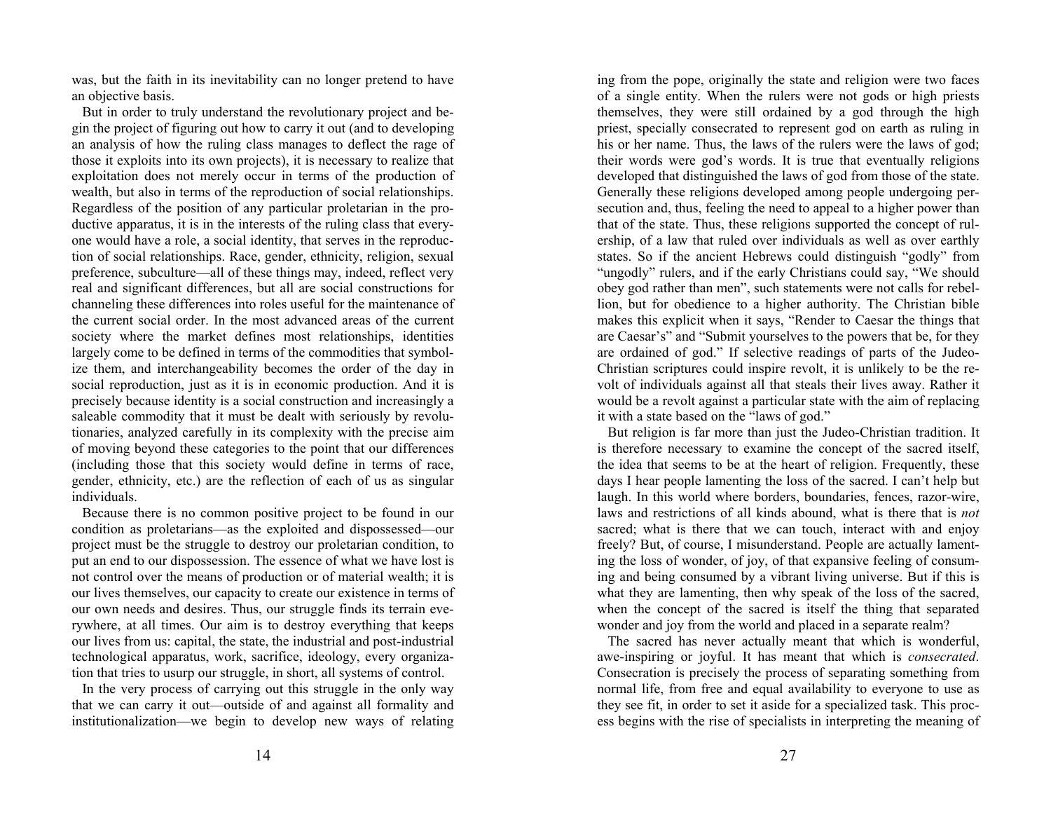was, but the faith in its inevitability can no longer pretend to have an objective basis.

But in order to truly understand the revolutionary project and begin the project of figuring out how to carry it out (and to developing an analysis of how the ruling class manages to deflect the rage of those it exploits into its own projects), it is necessary to realize that exploitation does not merely occur in terms of the production of wealth, but also in terms of the reproduction of social relationships. Regardless of the position of any particular proletarian in the productive apparatus, it is in the interests of the ruling class that everyone would have a role, a social identity, that serves in the reproduction of social relationships. Race, gender, ethnicity, religion, sexual preference, subculture—all of these things may, indeed, reflect very real and significant differences, but all are social constructions for channeling these differences into roles useful for the maintenance of the current social order. In the most advanced areas of the current society where the market defines most relationships, identities largely come to be defined in terms of the commodities that symbolize them, and interchangeability becomes the order of the day in social reproduction, just as it is in economic production. And it is precisely because identity is a social construction and increasingly a saleable commodity that it must be dealt with seriously by revolutionaries, analyzed carefully in its complexity with the precise aim of moving beyond these categories to the point that our differences (including those that this society would define in terms of race, gender, ethnicity, etc.) are the reflection of each of us as singular individuals.

Because there is no common positive project to be found in our condition as proletarians—as the exploited and dispossessed—our project must be the struggle to destroy our proletarian condition, to put an end to our dispossession. The essence of what we have lost is not control over the means of production or of material wealth; it is our lives themselves, our capacity to create our existence in terms of our own needs and desires. Thus, our struggle finds its terrain everywhere, at all times. Our aim is to destroy everything that keeps our lives from us: capital, the state, the industrial and post-industrial technological apparatus, work, sacrifice, ideology, every organization that tries to usurp our struggle, in short, all systems of control.

In the very process of carrying out this struggle in the only way that we can carry it out—outside of and against all formality and institutionalization—we begin to develop new ways of relating

ing from the pope, originally the state and religion were two faces of a single entity. When the rulers were not gods or high priests themselves, they were still ordained by a god through the high priest, specially consecrated to represent god on earth as ruling in his or her name. Thus, the laws of the rulers were the laws of god; their words were god's words. It is true that eventually religions developed that distinguished the laws of god from those of the state. Generally these religions developed among people undergoing persecution and, thus, feeling the need to appeal to a higher power than that of the state. Thus, these religions supported the concept of rulership, of a law that ruled over individuals as well as over earthly states. So if the ancient Hebrews could distinguish "godly" from "ungodly" rulers, and if the early Christians could say, "We should obey god rather than men", such statements were not calls for rebellion, but for obedience to a higher authority. The Christian bible makes this explicit when it says, "Render to Caesar the things that are Caesar's" and "Submit yourselves to the powers that be, for they are ordained of god." If selective readings of parts of the Judeo-Christian scriptures could inspire revolt, it is unlikely to be the revolt of individuals against all that steals their lives away. Rather it would be a revolt against a particular state with the aim of replacing it with a state based on the "laws of god."

But religion is far more than just the Judeo-Christian tradition. It is therefore necessary to examine the concept of the sacred itself, the idea that seems to be at the heart of religion. Frequently, these days I hear people lamenting the loss of the sacred. I can't help but laugh. In this world where borders, boundaries, fences, razor-wire, laws and restrictions of all kinds abound, what is there that is *not* sacred; what is there that we can touch, interact with and enjoy freely? But, of course, I misunderstand. People are actually lamenting the loss of wonder, of joy, of that expansive feeling of consuming and being consumed by a vibrant living universe. But if this is what they are lamenting, then why speak of the loss of the sacred, when the concept of the sacred is itself the thing that separated wonder and joy from the world and placed in a separate realm?

The sacred has never actually meant that which is wonderful, awe-inspiring or joyful. It has meant that which is *consecrated*. Consecration is precisely the process of separating something from normal life, from free and equal availability to everyone to use as they see fit, in order to set it aside for a specialized task. This process begins with the rise of specialists in interpreting the meaning of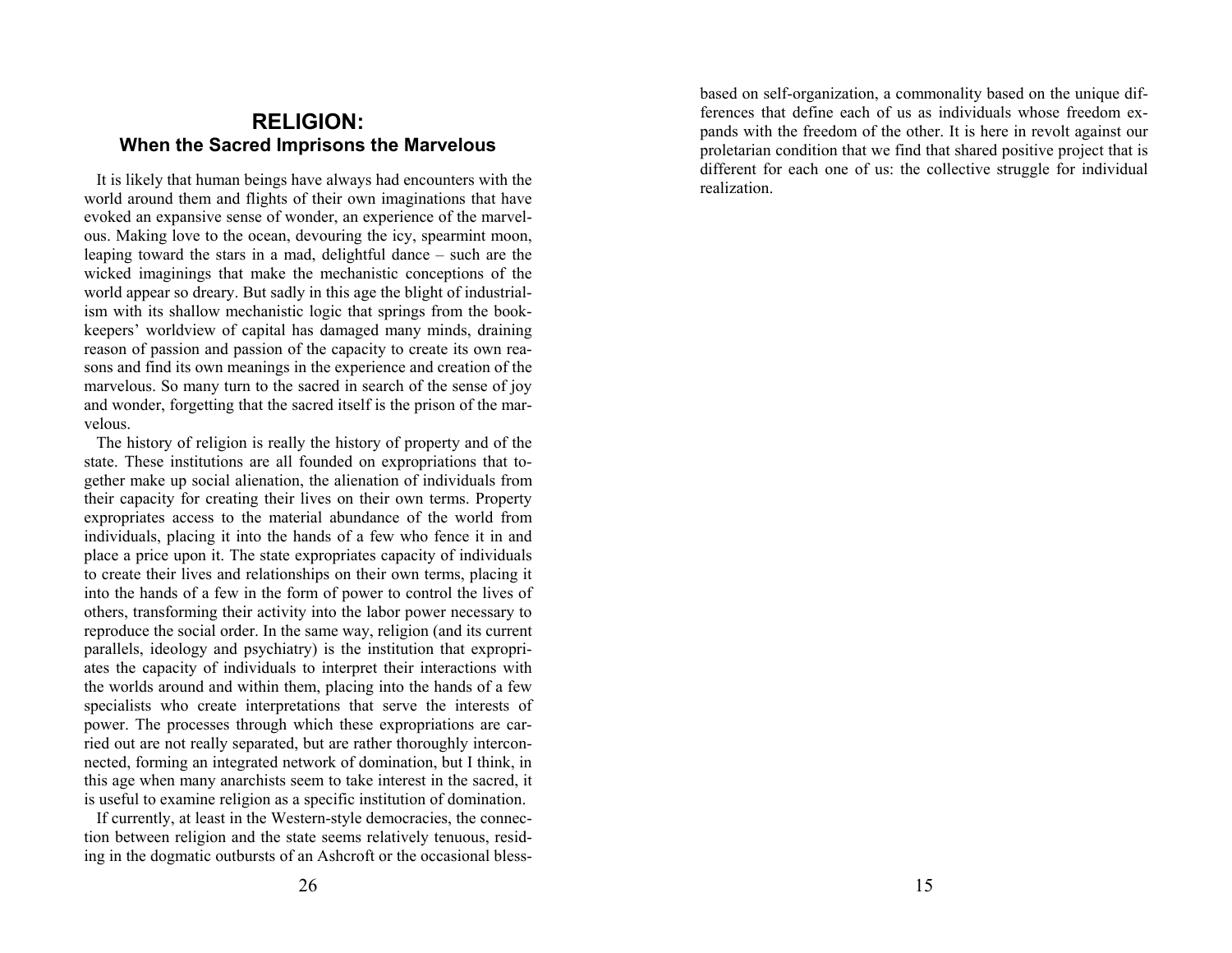## RELIGION:
### When the Sacred Imprisons the Marvelous

It is likely that human beings have always had encounters with the world around them and flights of their own imaginations that have evoked an expansive sense of wonder, an experience of the marvelous. Making love to the ocean, devouring the icy, spearmint moon, leaping toward the stars in a mad, delightful dance – such are the wicked imaginings that make the mechanistic conceptions of the world appear so dreary. But sadly in this age the blight of industrialism with its shallow mechanistic logic that springs from the bookkeepers' worldview of capital has damaged many minds, draining reason of passion and passion of the capacity to create its own reasons and find its own meanings in the experience and creation of the marvelous. So many turn to the sacred in search of the sense of joy and wonder, forgetting that the sacred itself is the prison of the marvelous.

The history of religion is really the history of property and of the state. These institutions are all founded on expropriations that together make up social alienation, the alienation of individuals from their capacity for creating their lives on their own terms. Property expropriates access to the material abundance of the world from individuals, placing it into the hands of a few who fence it in and place a price upon it. The state expropriates capacity of individuals to create their lives and relationships on their own terms, placing it into the hands of a few in the form of power to control the lives of others, transforming their activity into the labor power necessary to reproduce the social order. In the same way, religion (and its current parallels, ideology and psychiatry) is the institution that expropriates the capacity of individuals to interpret their interactions with the worlds around and within them, placing into the hands of a few specialists who create interpretations that serve the interests of power. The processes through which these expropriations are carried out are not really separated, but are rather thoroughly interconnected, forming an integrated network of domination, but I think, in this age when many anarchists seem to take interest in the sacred, it is useful to examine religion as a specific institution of domination.

If currently, at least in the Western-style democracies, the connection between religion and the state seems relatively tenuous, residing in the dogmatic outbursts of an Ashcroft or the occasional bless-

based on self-organization, a commonality based on the unique differences that define each of us as individuals whose freedom expands with the freedom of the other. It is here in revolt against our proletarian condition that we find that shared positive project that is different for each one of us: the collective struggle for individual realization.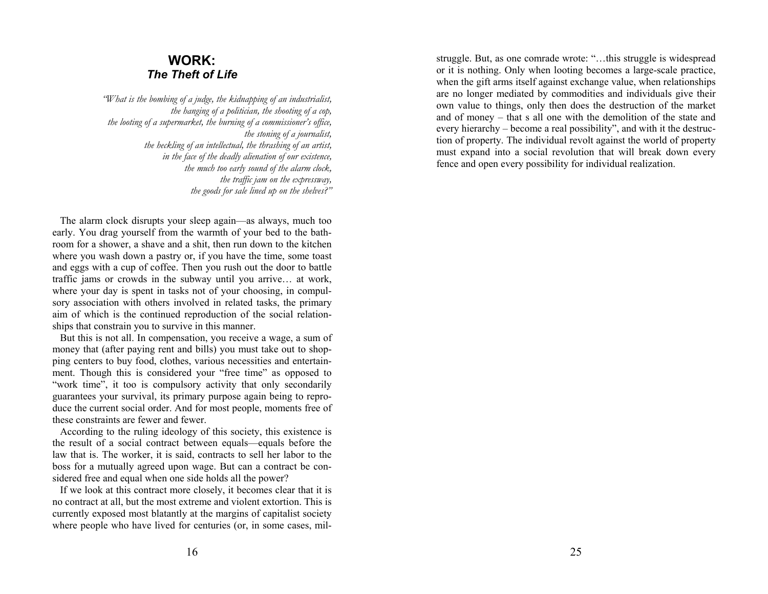# WORK:
## *The Theft of Life*

*"What is the bombing of a judge, the kidnapping of an industrialist,*
*the hanging of a politician, the shooting of a cop,*
*the looting of a supermarket, the burning of a commissioner's office,*
*the stoning of a journalist,*
*the heckling of an intellectual, the thrashing of an artist,*
*in the face of the deadly alienation of our existence,*
*the much too early sound of the alarm clock,*
*the traffic jam on the expressway,*
*the goods for sale lined up on the shelves?"*

The alarm clock disrupts your sleep again—as always, much too early. You drag yourself from the warmth of your bed to the bathroom for a shower, a shave and a shit, then run down to the kitchen where you wash down a pastry or, if you have the time, some toast and eggs with a cup of coffee. Then you rush out the door to battle traffic jams or crowds in the subway until you arrive… at work, where your day is spent in tasks not of your choosing, in compulsory association with others involved in related tasks, the primary aim of which is the continued reproduction of the social relationships that constrain you to survive in this manner.

But this is not all. In compensation, you receive a wage, a sum of money that (after paying rent and bills) you must take out to shopping centers to buy food, clothes, various necessities and entertainment. Though this is considered your "free time" as opposed to "work time", it too is compulsory activity that only secondarily guarantees your survival, its primary purpose again being to reproduce the current social order. And for most people, moments free of these constraints are fewer and fewer.

According to the ruling ideology of this society, this existence is the result of a social contract between equals—equals before the law that is. The worker, it is said, contracts to sell her labor to the boss for a mutually agreed upon wage. But can a contract be considered free and equal when one side holds all the power?

If we look at this contract more closely, it becomes clear that it is no contract at all, but the most extreme and violent extortion. This is currently exposed most blatantly at the margins of capitalist society where people who have lived for centuries (or, in some cases, mil-

struggle. But, as one comrade wrote: "…this struggle is widespread or it is nothing. Only when looting becomes a large-scale practice, when the gift arms itself against exchange value, when relationships are no longer mediated by commodities and individuals give their own value to things, only then does the destruction of the market and of money – that s all one with the demolition of the state and every hierarchy – become a real possibility", and with it the destruction of property. The individual revolt against the world of property must expand into a social revolution that will break down every fence and open every possibility for individual realization.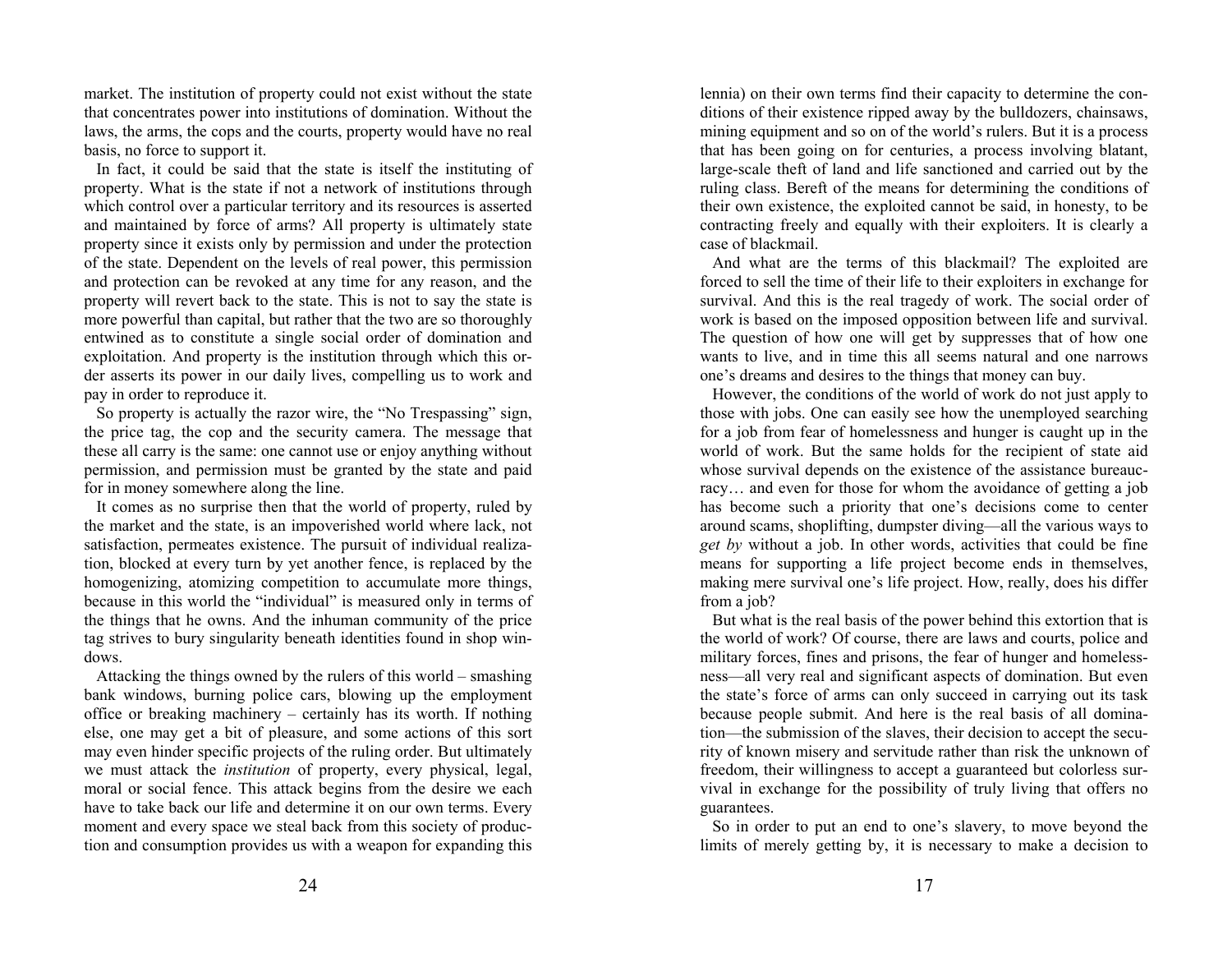market. The institution of property could not exist without the state that concentrates power into institutions of domination. Without the laws, the arms, the cops and the courts, property would have no real basis, no force to support it.

In fact, it could be said that the state is itself the instituting of property. What is the state if not a network of institutions through which control over a particular territory and its resources is asserted and maintained by force of arms? All property is ultimately state property since it exists only by permission and under the protection of the state. Dependent on the levels of real power, this permission and protection can be revoked at any time for any reason, and the property will revert back to the state. This is not to say the state is more powerful than capital, but rather that the two are so thoroughly entwined as to constitute a single social order of domination and exploitation. And property is the institution through which this order asserts its power in our daily lives, compelling us to work and pay in order to reproduce it.

So property is actually the razor wire, the "No Trespassing" sign, the price tag, the cop and the security camera. The message that these all carry is the same: one cannot use or enjoy anything without permission, and permission must be granted by the state and paid for in money somewhere along the line.

It comes as no surprise then that the world of property, ruled by the market and the state, is an impoverished world where lack, not satisfaction, permeates existence. The pursuit of individual realization, blocked at every turn by yet another fence, is replaced by the homogenizing, atomizing competition to accumulate more things, because in this world the "individual" is measured only in terms of the things that he owns. And the inhuman community of the price tag strives to bury singularity beneath identities found in shop windows.

Attacking the things owned by the rulers of this world – smashing bank windows, burning police cars, blowing up the employment office or breaking machinery – certainly has its worth. If nothing else, one may get a bit of pleasure, and some actions of this sort may even hinder specific projects of the ruling order. But ultimately we must attack the *institution* of property, every physical, legal, moral or social fence. This attack begins from the desire we each have to take back our life and determine it on our own terms. Every moment and every space we steal back from this society of production and consumption provides us with a weapon for expanding this

lennia) on their own terms find their capacity to determine the conditions of their existence ripped away by the bulldozers, chainsaws, mining equipment and so on of the world's rulers. But it is a process that has been going on for centuries, a process involving blatant, large-scale theft of land and life sanctioned and carried out by the ruling class. Bereft of the means for determining the conditions of their own existence, the exploited cannot be said, in honesty, to be contracting freely and equally with their exploiters. It is clearly a case of blackmail.

And what are the terms of this blackmail? The exploited are forced to sell the time of their life to their exploiters in exchange for survival. And this is the real tragedy of work. The social order of work is based on the imposed opposition between life and survival. The question of how one will get by suppresses that of how one wants to live, and in time this all seems natural and one narrows one's dreams and desires to the things that money can buy.

However, the conditions of the world of work do not just apply to those with jobs. One can easily see how the unemployed searching for a job from fear of homelessness and hunger is caught up in the world of work. But the same holds for the recipient of state aid whose survival depends on the existence of the assistance bureaucracy… and even for those for whom the avoidance of getting a job has become such a priority that one's decisions come to center around scams, shoplifting, dumpster diving—all the various ways to *get by* without a job. In other words, activities that could be fine means for supporting a life project become ends in themselves, making mere survival one's life project. How, really, does his differ from a job?

But what is the real basis of the power behind this extortion that is the world of work? Of course, there are laws and courts, police and military forces, fines and prisons, the fear of hunger and homelessness—all very real and significant aspects of domination. But even the state's force of arms can only succeed in carrying out its task because people submit. And here is the real basis of all domination—the submission of the slaves, their decision to accept the security of known misery and servitude rather than risk the unknown of freedom, their willingness to accept a guaranteed but colorless survival in exchange for the possibility of truly living that offers no guarantees.

So in order to put an end to one's slavery, to move beyond the limits of merely getting by, it is necessary to make a decision to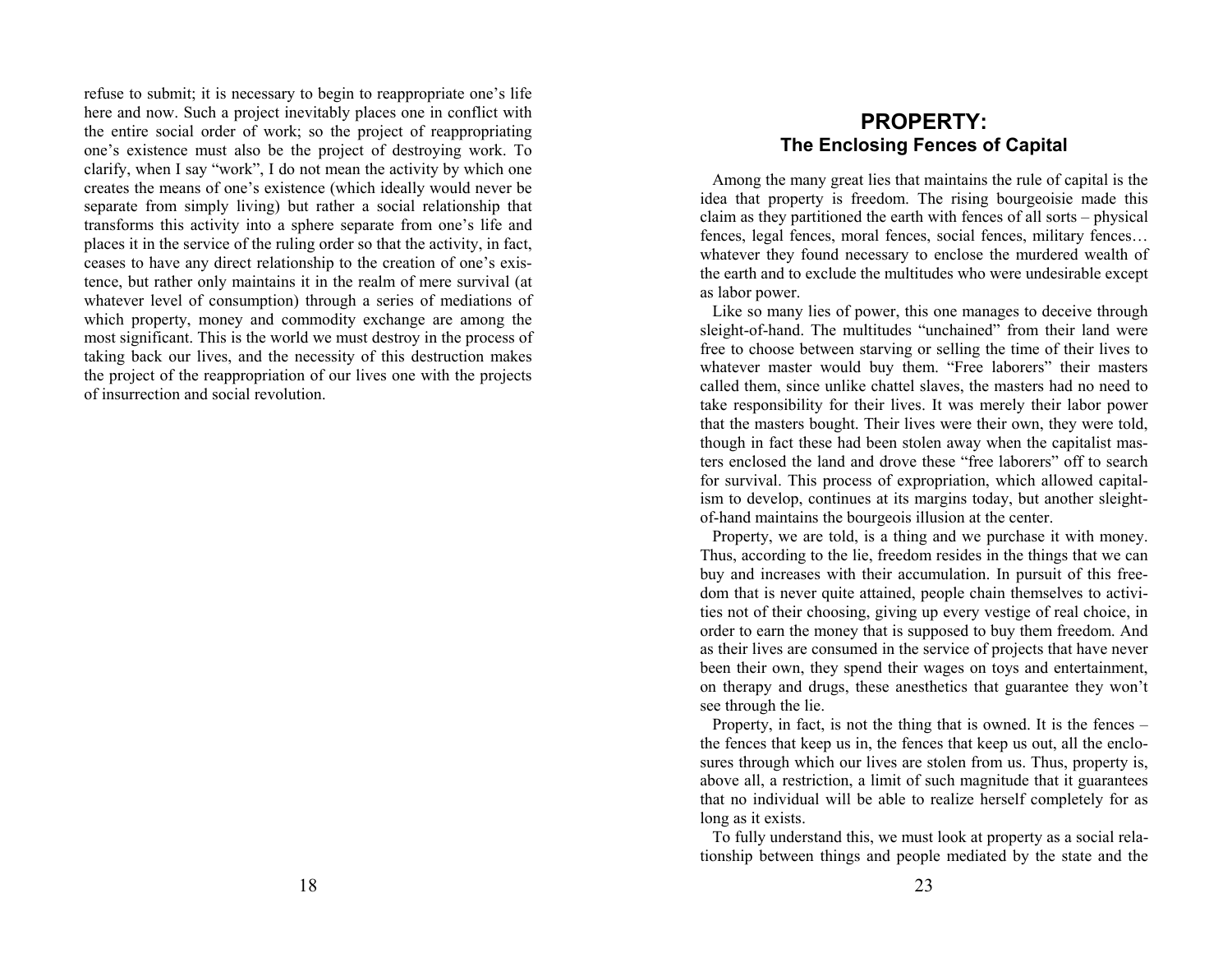refuse to submit; it is necessary to begin to reappropriate one's life here and now. Such a project inevitably places one in conflict with the entire social order of work; so the project of reappropriating one's existence must also be the project of destroying work. To clarify, when I say "work", I do not mean the activity by which one creates the means of one's existence (which ideally would never be separate from simply living) but rather a social relationship that transforms this activity into a sphere separate from one's life and places it in the service of the ruling order so that the activity, in fact, ceases to have any direct relationship to the creation of one's existence, but rather only maintains it in the realm of mere survival (at whatever level of consumption) through a series of mediations of which property, money and commodity exchange are among the most significant. This is the world we must destroy in the process of taking back our lives, and the necessity of this destruction makes the project of the reappropriation of our lives one with the projects of insurrection and social revolution.

## PROPERTY:
### The Enclosing Fences of Capital

Among the many great lies that maintains the rule of capital is the idea that property is freedom. The rising bourgeoisie made this claim as they partitioned the earth with fences of all sorts – physical fences, legal fences, moral fences, social fences, military fences… whatever they found necessary to enclose the murdered wealth of the earth and to exclude the multitudes who were undesirable except as labor power.

Like so many lies of power, this one manages to deceive through sleight-of-hand. The multitudes "unchained" from their land were free to choose between starving or selling the time of their lives to whatever master would buy them. "Free laborers" their masters called them, since unlike chattel slaves, the masters had no need to take responsibility for their lives. It was merely their labor power that the masters bought. Their lives were their own, they were told, though in fact these had been stolen away when the capitalist masters enclosed the land and drove these "free laborers" off to search for survival. This process of expropriation, which allowed capitalism to develop, continues at its margins today, but another sleight-of-hand maintains the bourgeois illusion at the center.

Property, we are told, is a thing and we purchase it with money. Thus, according to the lie, freedom resides in the things that we can buy and increases with their accumulation. In pursuit of this freedom that is never quite attained, people chain themselves to activities not of their choosing, giving up every vestige of real choice, in order to earn the money that is supposed to buy them freedom. And as their lives are consumed in the service of projects that have never been their own, they spend their wages on toys and entertainment, on therapy and drugs, these anesthetics that guarantee they won't see through the lie.

Property, in fact, is not the thing that is owned. It is the fences – the fences that keep us in, the fences that keep us out, all the enclosures through which our lives are stolen from us. Thus, property is, above all, a restriction, a limit of such magnitude that it guarantees that no individual will be able to realize herself completely for as long as it exists.

To fully understand this, we must look at property as a social relationship between things and people mediated by the state and the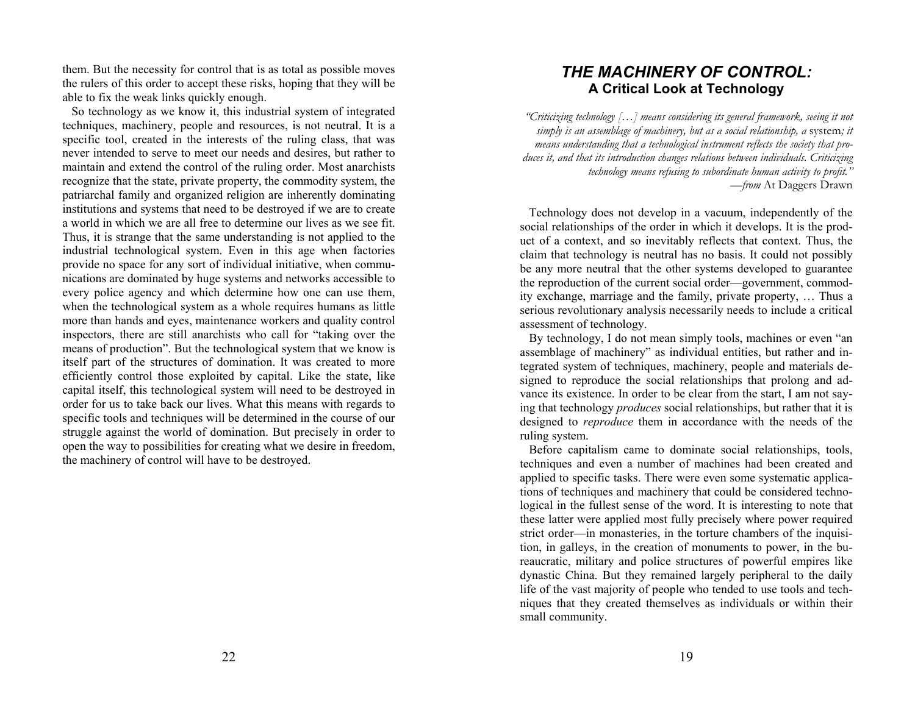them. But the necessity for control that is as total as possible moves the rulers of this order to accept these risks, hoping that they will be able to fix the weak links quickly enough.

So technology as we know it, this industrial system of integrated techniques, machinery, people and resources, is not neutral. It is a specific tool, created in the interests of the ruling class, that was never intended to serve to meet our needs and desires, but rather to maintain and extend the control of the ruling order. Most anarchists recognize that the state, private property, the commodity system, the patriarchal family and organized religion are inherently dominating institutions and systems that need to be destroyed if we are to create a world in which we are all free to determine our lives as we see fit. Thus, it is strange that the same understanding is not applied to the industrial technological system. Even in this age when factories provide no space for any sort of individual initiative, when communications are dominated by huge systems and networks accessible to every police agency and which determine how one can use them, when the technological system as a whole requires humans as little more than hands and eyes, maintenance workers and quality control inspectors, there are still anarchists who call for "taking over the means of production". But the technological system that we know is itself part of the structures of domination. It was created to more efficiently control those exploited by capital. Like the state, like capital itself, this technological system will need to be destroyed in order for us to take back our lives. What this means with regards to specific tools and techniques will be determined in the course of our struggle against the world of domination. But precisely in order to open the way to possibilities for creating what we desire in freedom, the machinery of control will have to be destroyed.

# *THE MACHINERY OF CONTROL:*
## A Critical Look at Technology

*"Criticizing technology […] means considering its general framework, seeing it not simply is an assemblage of machinery, but as a social relationship, a* system*; it means understanding that a technological instrument reflects the society that produces it, and that its introduction changes relations between individuals. Criticizing technology means refusing to subordinate human activity to profit."*
—*from* At Daggers Drawn

Technology does not develop in a vacuum, independently of the social relationships of the order in which it develops. It is the product of a context, and so inevitably reflects that context. Thus, the claim that technology is neutral has no basis. It could not possibly be any more neutral that the other systems developed to guarantee the reproduction of the current social order—government, commodity exchange, marriage and the family, private property, … Thus a serious revolutionary analysis necessarily needs to include a critical assessment of technology.

By technology, I do not mean simply tools, machines or even "an assemblage of machinery" as individual entities, but rather and integrated system of techniques, machinery, people and materials designed to reproduce the social relationships that prolong and advance its existence. In order to be clear from the start, I am not saying that technology *produces* social relationships, but rather that it is designed to *reproduce* them in accordance with the needs of the ruling system.

Before capitalism came to dominate social relationships, tools, techniques and even a number of machines had been created and applied to specific tasks. There were even some systematic applications of techniques and machinery that could be considered technological in the fullest sense of the word. It is interesting to note that these latter were applied most fully precisely where power required strict order—in monasteries, in the torture chambers of the inquisition, in galleys, in the creation of monuments to power, in the bureaucratic, military and police structures of powerful empires like dynastic China. But they remained largely peripheral to the daily life of the vast majority of people who tended to use tools and techniques that they created themselves as individuals or within their small community.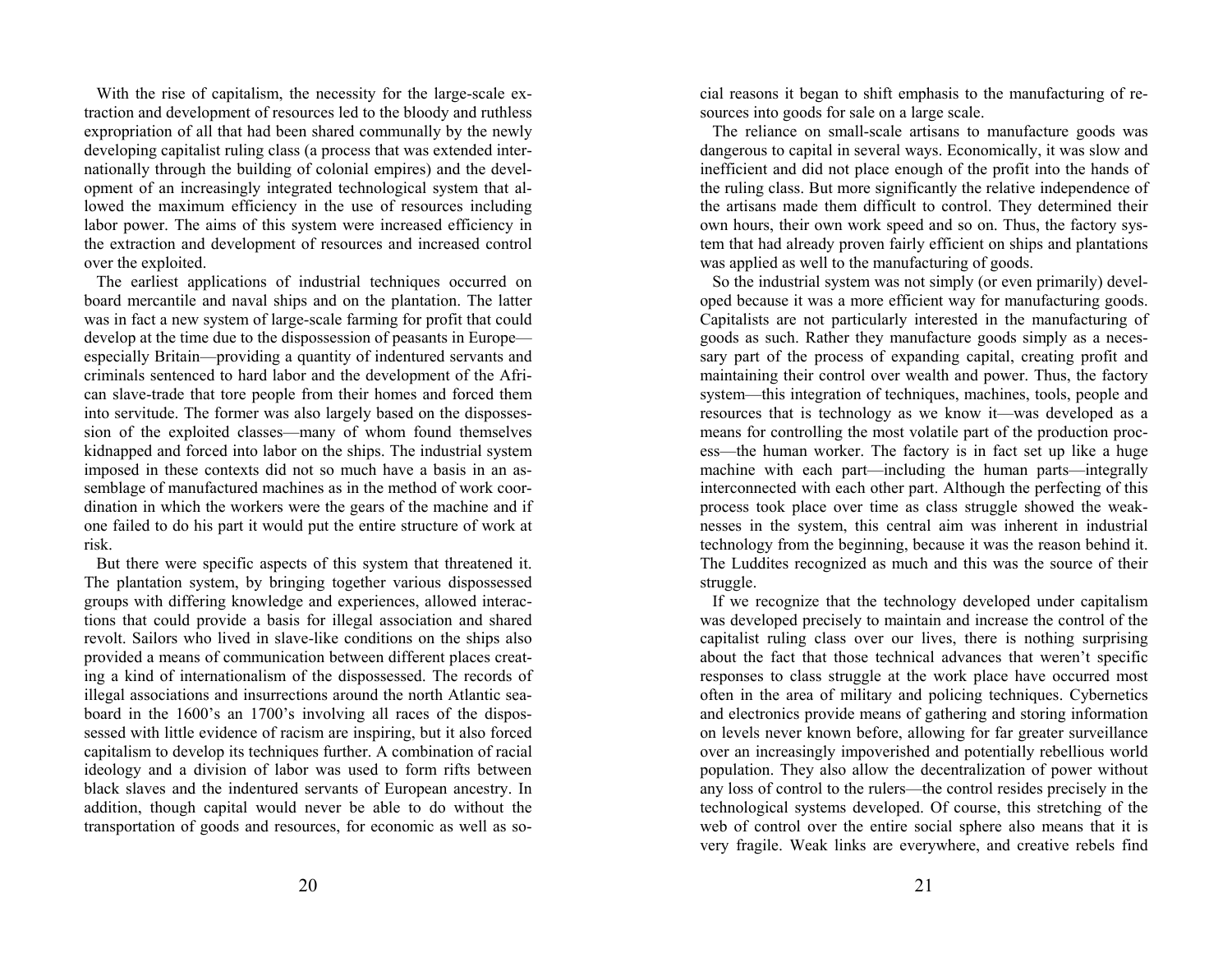With the rise of capitalism, the necessity for the large-scale extraction and development of resources led to the bloody and ruthless expropriation of all that had been shared communally by the newly developing capitalist ruling class (a process that was extended internationally through the building of colonial empires) and the development of an increasingly integrated technological system that allowed the maximum efficiency in the use of resources including labor power. The aims of this system were increased efficiency in the extraction and development of resources and increased control over the exploited.

The earliest applications of industrial techniques occurred on board mercantile and naval ships and on the plantation. The latter was in fact a new system of large-scale farming for profit that could develop at the time due to the dispossession of peasants in Europe—especially Britain—providing a quantity of indentured servants and criminals sentenced to hard labor and the development of the African slave-trade that tore people from their homes and forced them into servitude. The former was also largely based on the dispossession of the exploited classes—many of whom found themselves kidnapped and forced into labor on the ships. The industrial system imposed in these contexts did not so much have a basis in an assemblage of manufactured machines as in the method of work coordination in which the workers were the gears of the machine and if one failed to do his part it would put the entire structure of work at risk.

But there were specific aspects of this system that threatened it. The plantation system, by bringing together various dispossessed groups with differing knowledge and experiences, allowed interactions that could provide a basis for illegal association and shared revolt. Sailors who lived in slave-like conditions on the ships also provided a means of communication between different places creating a kind of internationalism of the dispossessed. The records of illegal associations and insurrections around the north Atlantic seaboard in the 1600's an 1700's involving all races of the dispossessed with little evidence of racism are inspiring, but it also forced capitalism to develop its techniques further. A combination of racial ideology and a division of labor was used to form rifts between black slaves and the indentured servants of European ancestry. In addition, though capital would never be able to do without the transportation of goods and resources, for economic as well as social reasons it began to shift emphasis to the manufacturing of resources into goods for sale on a large scale.

The reliance on small-scale artisans to manufacture goods was dangerous to capital in several ways. Economically, it was slow and inefficient and did not place enough of the profit into the hands of the ruling class. But more significantly the relative independence of the artisans made them difficult to control. They determined their own hours, their own work speed and so on. Thus, the factory system that had already proven fairly efficient on ships and plantations was applied as well to the manufacturing of goods.

So the industrial system was not simply (or even primarily) developed because it was a more efficient way for manufacturing goods. Capitalists are not particularly interested in the manufacturing of goods as such. Rather they manufacture goods simply as a necessary part of the process of expanding capital, creating profit and maintaining their control over wealth and power. Thus, the factory system—this integration of techniques, machines, tools, people and resources that is technology as we know it—was developed as a means for controlling the most volatile part of the production process—the human worker. The factory is in fact set up like a huge machine with each part—including the human parts—integrally interconnected with each other part. Although the perfecting of this process took place over time as class struggle showed the weaknesses in the system, this central aim was inherent in industrial technology from the beginning, because it was the reason behind it. The Luddites recognized as much and this was the source of their struggle.

If we recognize that the technology developed under capitalism was developed precisely to maintain and increase the control of the capitalist ruling class over our lives, there is nothing surprising about the fact that those technical advances that weren't specific responses to class struggle at the work place have occurred most often in the area of military and policing techniques. Cybernetics and electronics provide means of gathering and storing information on levels never known before, allowing for far greater surveillance over an increasingly impoverished and potentially rebellious world population. They also allow the decentralization of power without any loss of control to the rulers—the control resides precisely in the technological systems developed. Of course, this stretching of the web of control over the entire social sphere also means that it is very fragile. Weak links are everywhere, and creative rebels find